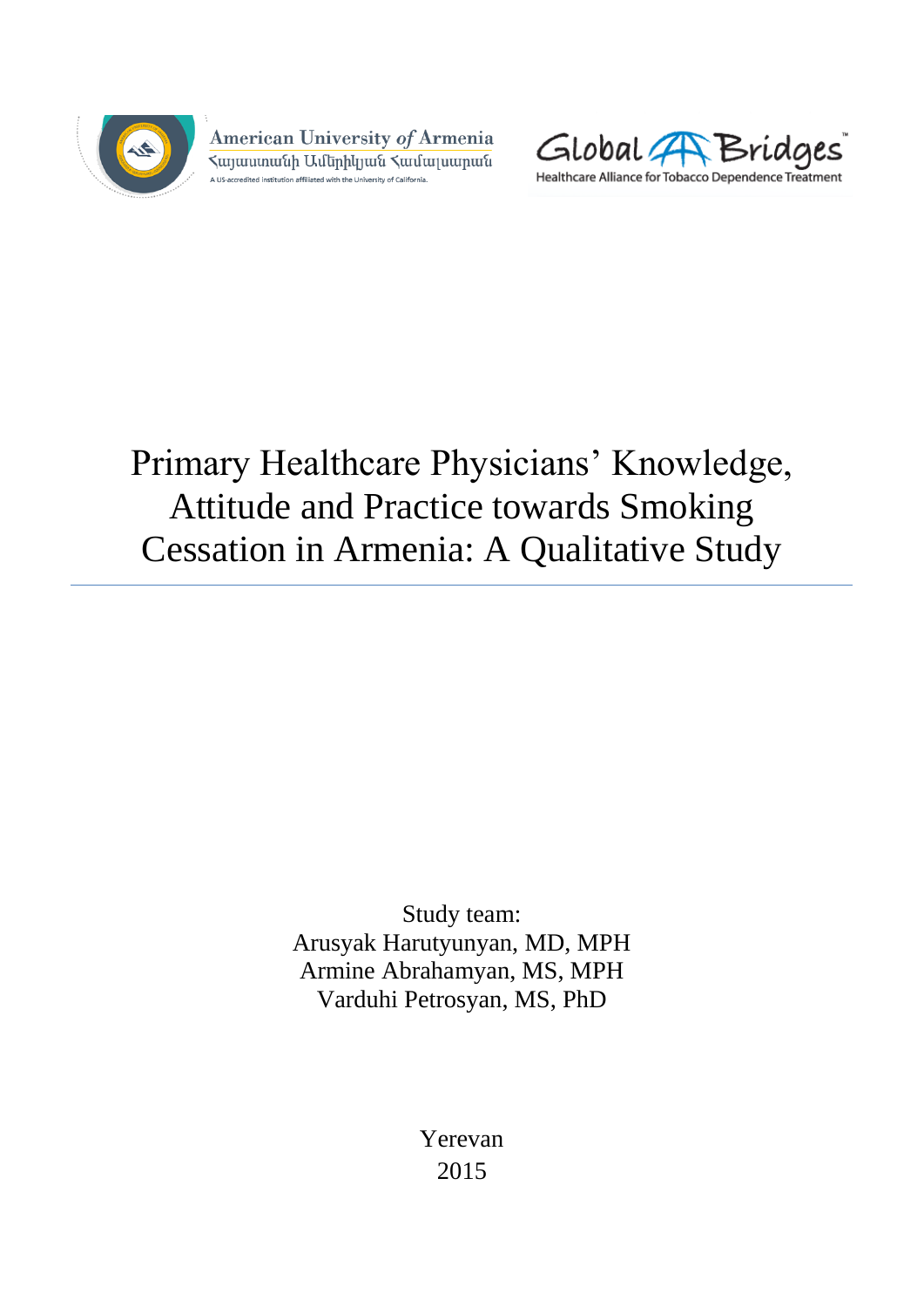American University *of* Armenia
Հայաստանի Ամերիկյան Համալսարան
A US-accredited institution affiliated with the University of California.

Global Bridges™
Healthcare Alliance for Tobacco Dependence Treatment

# Primary Healthcare Physicians' Knowledge, Attitude and Practice towards Smoking Cessation in Armenia: A Qualitative Study

---

Study team:
Arusyak Harutyunyan, MD, MPH
Armine Abrahamyan, MS, MPH
Varduhi Petrosyan, MS, PhD

Yerevan
2015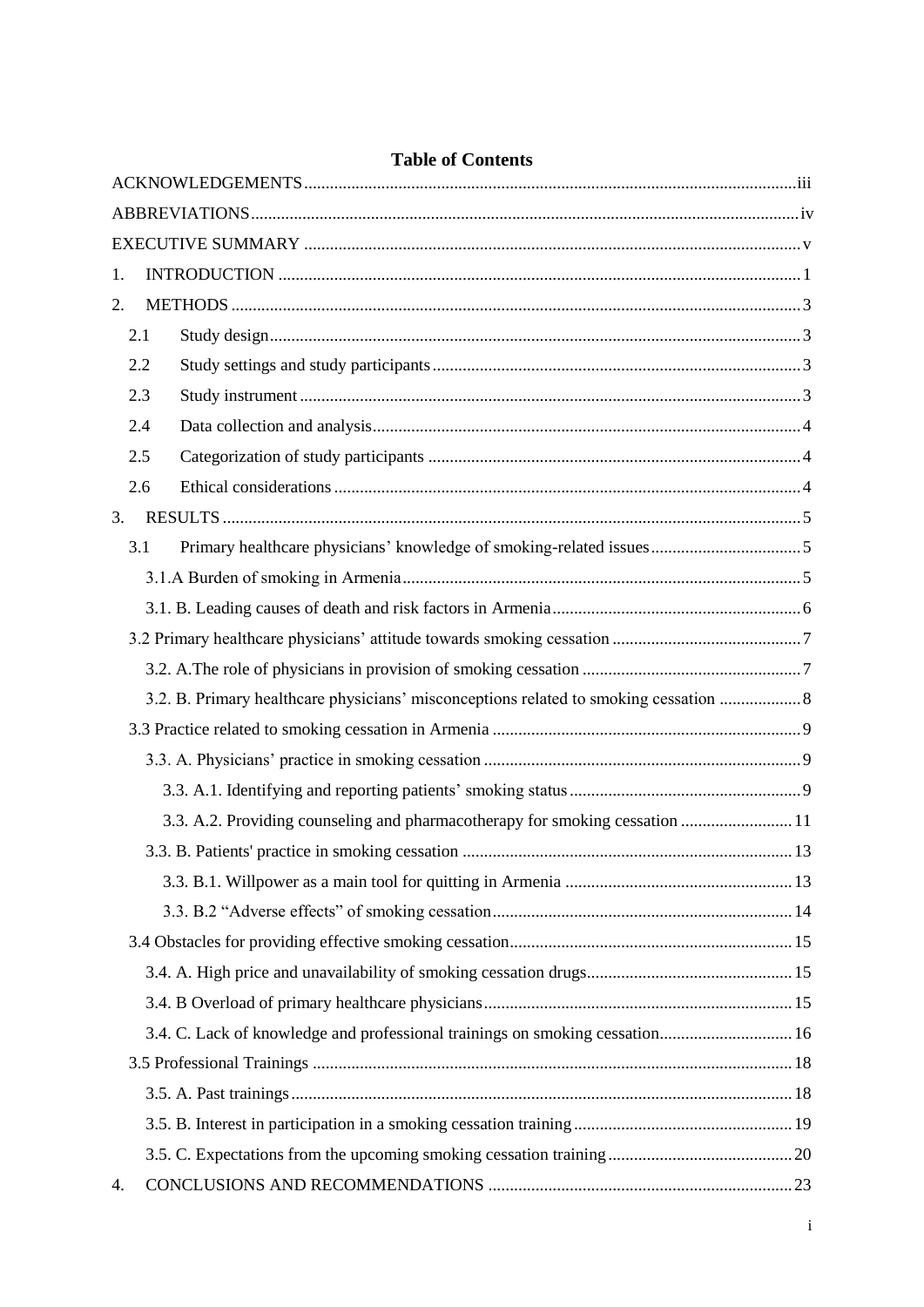# Table of Contents

ACKNOWLEDGEMENTS .......... iii

ABBREVIATIONS .......... iv

EXECUTIVE SUMMARY .......... v

1. INTRODUCTION .......... 1
2. METHODS .......... 3
   - 2.1 Study design .......... 3
   - 2.2 Study settings and study participants .......... 3
   - 2.3 Study instrument .......... 3
   - 2.4 Data collection and analysis .......... 4
   - 2.5 Categorization of study participants .......... 4
   - 2.6 Ethical considerations .......... 4
3. RESULTS .......... 5
   - 3.1 Primary healthcare physicians' knowledge of smoking-related issues .......... 5
     - 3.1.A Burden of smoking in Armenia .......... 5
     - 3.1. B. Leading causes of death and risk factors in Armenia .......... 6
   - 3.2 Primary healthcare physicians' attitude towards smoking cessation .......... 7
     - 3.2. A.The role of physicians in provision of smoking cessation .......... 7
     - 3.2. B. Primary healthcare physicians' misconceptions related to smoking cessation .......... 8
   - 3.3 Practice related to smoking cessation in Armenia .......... 9
     - 3.3. A. Physicians' practice in smoking cessation .......... 9
       - 3.3. A.1. Identifying and reporting patients' smoking status .......... 9
       - 3.3. A.2. Providing counseling and pharmacotherapy for smoking cessation .......... 11
     - 3.3. B. Patients' practice in smoking cessation .......... 13
       - 3.3. B.1. Willpower as a main tool for quitting in Armenia .......... 13
       - 3.3. B.2 "Adverse effects" of smoking cessation .......... 14
   - 3.4 Obstacles for providing effective smoking cessation .......... 15
     - 3.4. A. High price and unavailability of smoking cessation drugs .......... 15
     - 3.4. B Overload of primary healthcare physicians .......... 15
     - 3.4. C. Lack of knowledge and professional trainings on smoking cessation .......... 16
   - 3.5 Professional Trainings .......... 18
     - 3.5. A. Past trainings .......... 18
     - 3.5. B. Interest in participation in a smoking cessation training .......... 19
     - 3.5. C. Expectations from the upcoming smoking cessation training .......... 20
4. CONCLUSIONS AND RECOMMENDATIONS .......... 23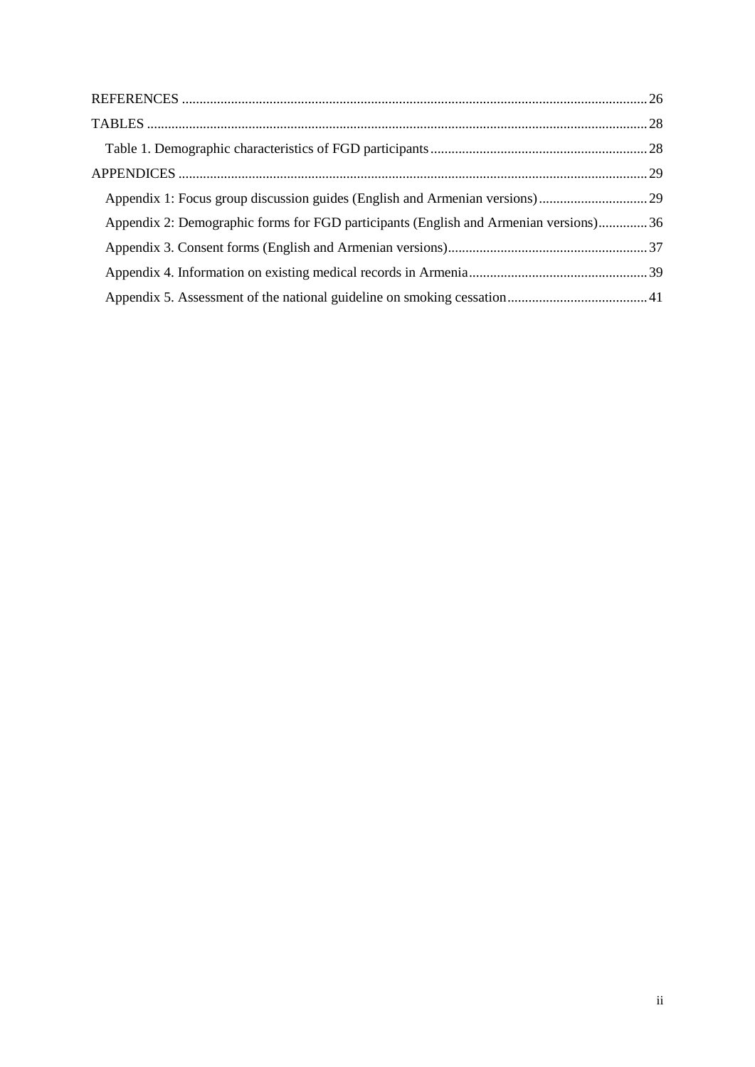REFERENCES ........................................................................................................................................ 26

TABLES .................................................................................................................................................. 28

- Table 1. Demographic characteristics of FGD participants ............................................................. 28

APPENDICES ......................................................................................................................................... 29

- Appendix 1: Focus group discussion guides (English and Armenian versions) ............................... 29
- Appendix 2: Demographic forms for FGD participants (English and Armenian versions).............. 36
- Appendix 3. Consent forms (English and Armenian versions)......................................................... 37
- Appendix 4. Information on existing medical records in Armenia................................................... 39
- Appendix 5. Assessment of the national guideline on smoking cessation........................................ 41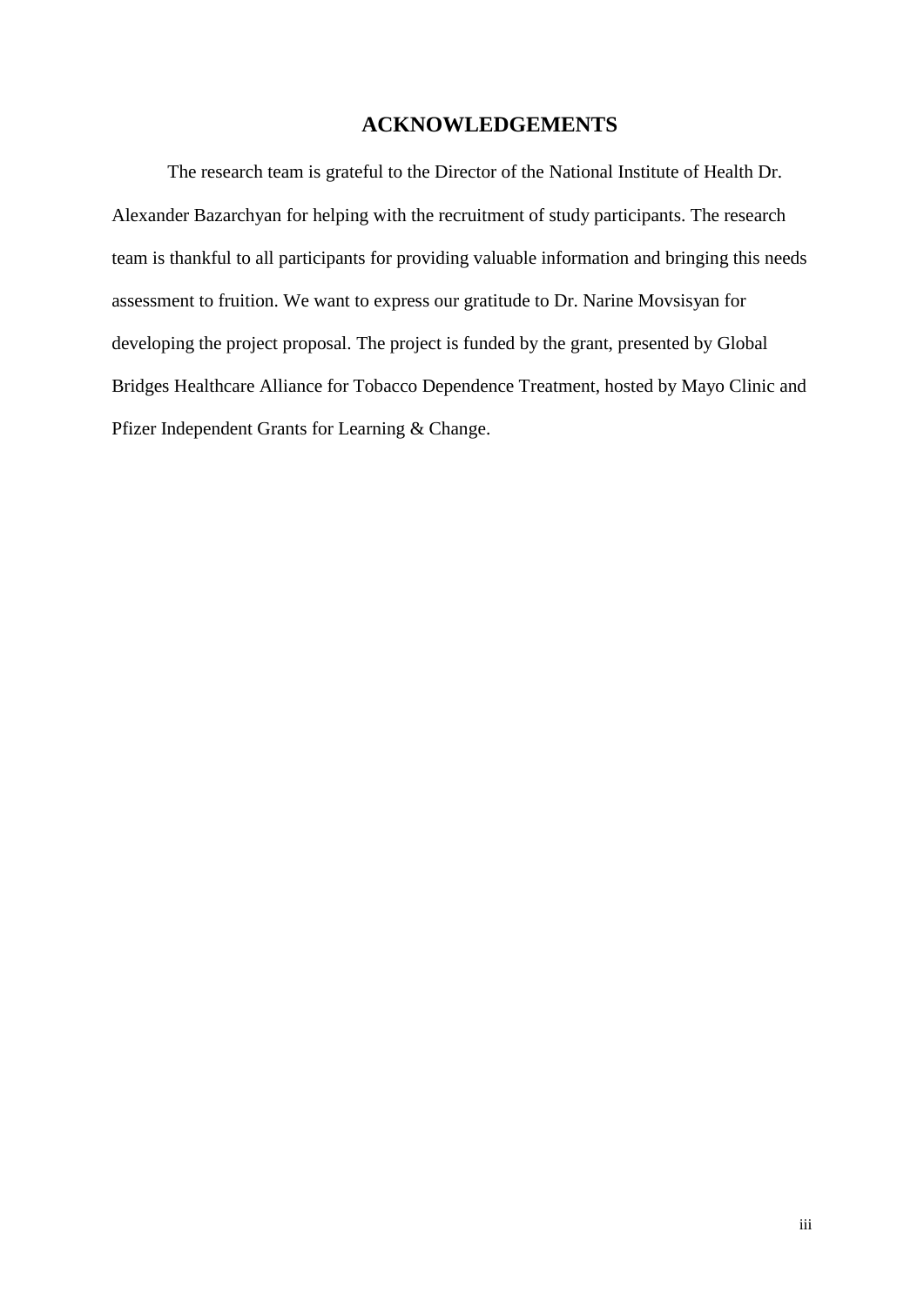# ACKNOWLEDGEMENTS

The research team is grateful to the Director of the National Institute of Health Dr. Alexander Bazarchyan for helping with the recruitment of study participants. The research team is thankful to all participants for providing valuable information and bringing this needs assessment to fruition. We want to express our gratitude to Dr. Narine Movsisyan for developing the project proposal. The project is funded by the grant, presented by Global Bridges Healthcare Alliance for Tobacco Dependence Treatment, hosted by Mayo Clinic and Pfizer Independent Grants for Learning & Change.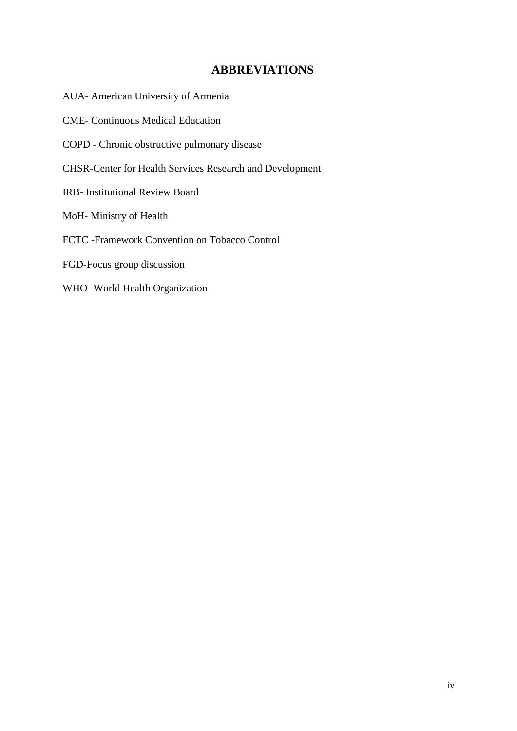## ABBREVIATIONS

AUA- American University of Armenia

CME- Continuous Medical Education

COPD - Chronic obstructive pulmonary disease

CHSR-Center for Health Services Research and Development

IRB- Institutional Review Board

MoH- Ministry of Health

FCTC -Framework Convention on Tobacco Control

FGD-Focus group discussion

WHO- World Health Organization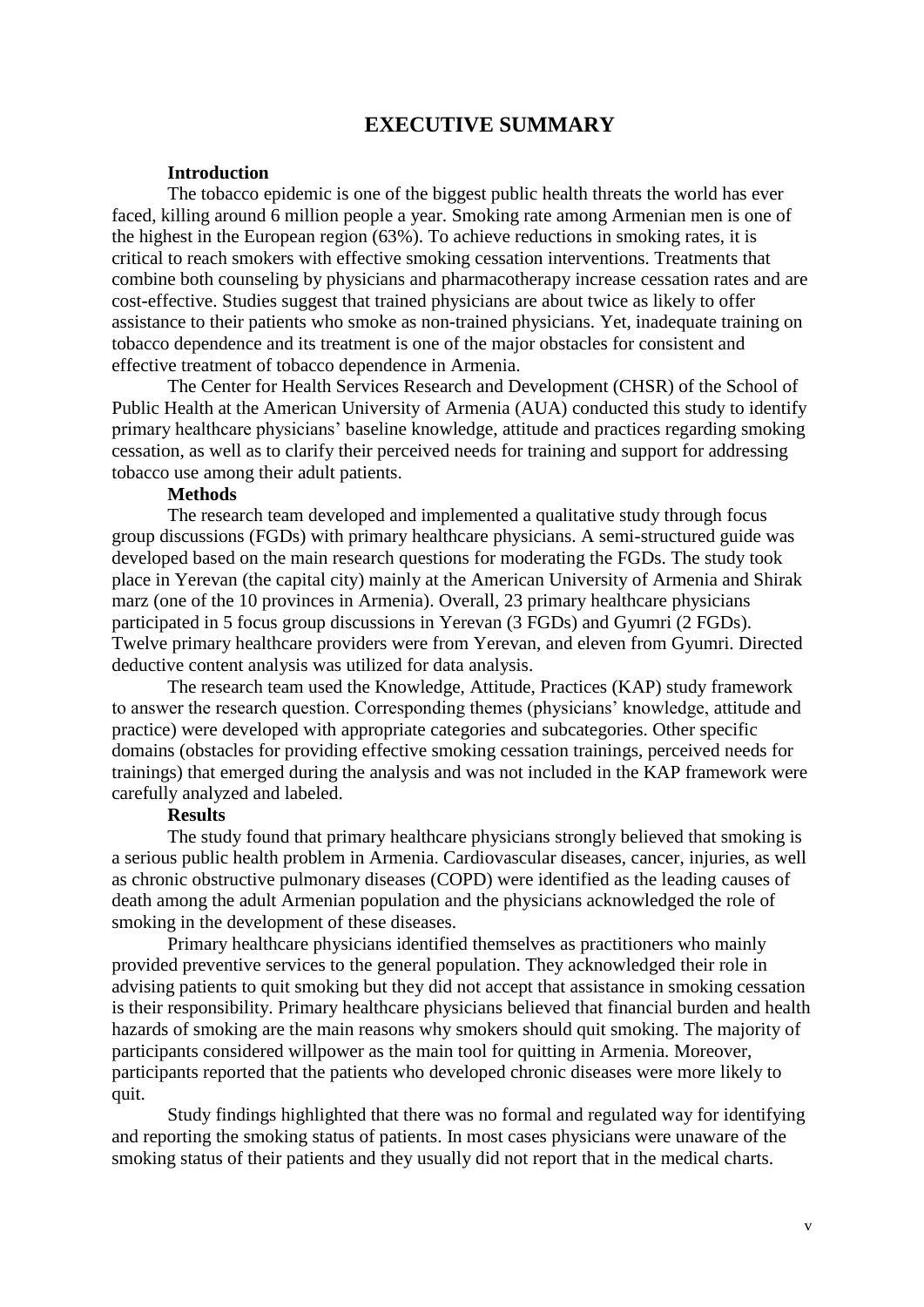# EXECUTIVE SUMMARY

### Introduction

The tobacco epidemic is one of the biggest public health threats the world has ever faced, killing around 6 million people a year. Smoking rate among Armenian men is one of the highest in the European region (63%). To achieve reductions in smoking rates, it is critical to reach smokers with effective smoking cessation interventions. Treatments that combine both counseling by physicians and pharmacotherapy increase cessation rates and are cost-effective. Studies suggest that trained physicians are about twice as likely to offer assistance to their patients who smoke as non-trained physicians. Yet, inadequate training on tobacco dependence and its treatment is one of the major obstacles for consistent and effective treatment of tobacco dependence in Armenia.

The Center for Health Services Research and Development (CHSR) of the School of Public Health at the American University of Armenia (AUA) conducted this study to identify primary healthcare physicians' baseline knowledge, attitude and practices regarding smoking cessation, as well as to clarify their perceived needs for training and support for addressing tobacco use among their adult patients.

### Methods

The research team developed and implemented a qualitative study through focus group discussions (FGDs) with primary healthcare physicians. A semi-structured guide was developed based on the main research questions for moderating the FGDs. The study took place in Yerevan (the capital city) mainly at the American University of Armenia and Shirak marz (one of the 10 provinces in Armenia). Overall, 23 primary healthcare physicians participated in 5 focus group discussions in Yerevan (3 FGDs) and Gyumri (2 FGDs). Twelve primary healthcare providers were from Yerevan, and eleven from Gyumri. Directed deductive content analysis was utilized for data analysis.

The research team used the Knowledge, Attitude, Practices (KAP) study framework to answer the research question. Corresponding themes (physicians' knowledge, attitude and practice) were developed with appropriate categories and subcategories. Other specific domains (obstacles for providing effective smoking cessation trainings, perceived needs for trainings) that emerged during the analysis and was not included in the KAP framework were carefully analyzed and labeled.

### Results

The study found that primary healthcare physicians strongly believed that smoking is a serious public health problem in Armenia. Cardiovascular diseases, cancer, injuries, as well as chronic obstructive pulmonary diseases (COPD) were identified as the leading causes of death among the adult Armenian population and the physicians acknowledged the role of smoking in the development of these diseases.

Primary healthcare physicians identified themselves as practitioners who mainly provided preventive services to the general population. They acknowledged their role in advising patients to quit smoking but they did not accept that assistance in smoking cessation is their responsibility. Primary healthcare physicians believed that financial burden and health hazards of smoking are the main reasons why smokers should quit smoking. The majority of participants considered willpower as the main tool for quitting in Armenia. Moreover, participants reported that the patients who developed chronic diseases were more likely to quit.

Study findings highlighted that there was no formal and regulated way for identifying and reporting the smoking status of patients. In most cases physicians were unaware of the smoking status of their patients and they usually did not report that in the medical charts.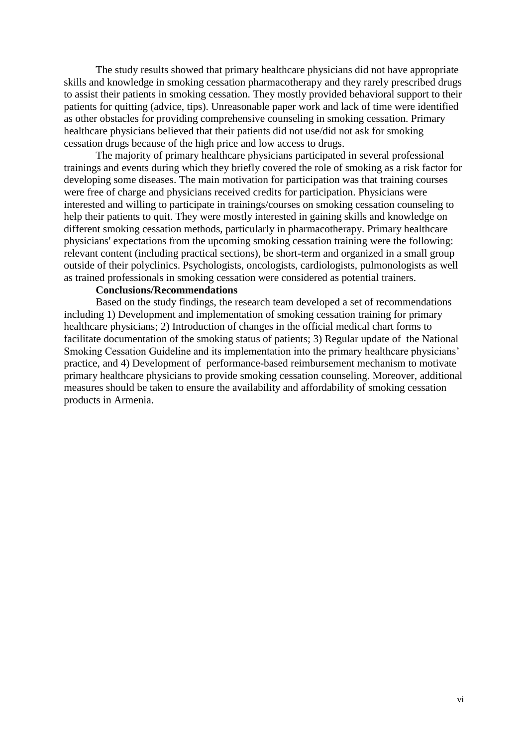The study results showed that primary healthcare physicians did not have appropriate skills and knowledge in smoking cessation pharmacotherapy and they rarely prescribed drugs to assist their patients in smoking cessation. They mostly provided behavioral support to their patients for quitting (advice, tips). Unreasonable paper work and lack of time were identified as other obstacles for providing comprehensive counseling in smoking cessation. Primary healthcare physicians believed that their patients did not use/did not ask for smoking cessation drugs because of the high price and low access to drugs.

The majority of primary healthcare physicians participated in several professional trainings and events during which they briefly covered the role of smoking as a risk factor for developing some diseases. The main motivation for participation was that training courses were free of charge and physicians received credits for participation. Physicians were interested and willing to participate in trainings/courses on smoking cessation counseling to help their patients to quit. They were mostly interested in gaining skills and knowledge on different smoking cessation methods, particularly in pharmacotherapy. Primary healthcare physicians' expectations from the upcoming smoking cessation training were the following: relevant content (including practical sections), be short-term and organized in a small group outside of their polyclinics. Psychologists, oncologists, cardiologists, pulmonologists as well as trained professionals in smoking cessation were considered as potential trainers.

**Conclusions/Recommendations**

Based on the study findings, the research team developed a set of recommendations including 1) Development and implementation of smoking cessation training for primary healthcare physicians; 2) Introduction of changes in the official medical chart forms to facilitate documentation of the smoking status of patients; 3) Regular update of the National Smoking Cessation Guideline and its implementation into the primary healthcare physicians' practice, and 4) Development of performance-based reimbursement mechanism to motivate primary healthcare physicians to provide smoking cessation counseling. Moreover, additional measures should be taken to ensure the availability and affordability of smoking cessation products in Armenia.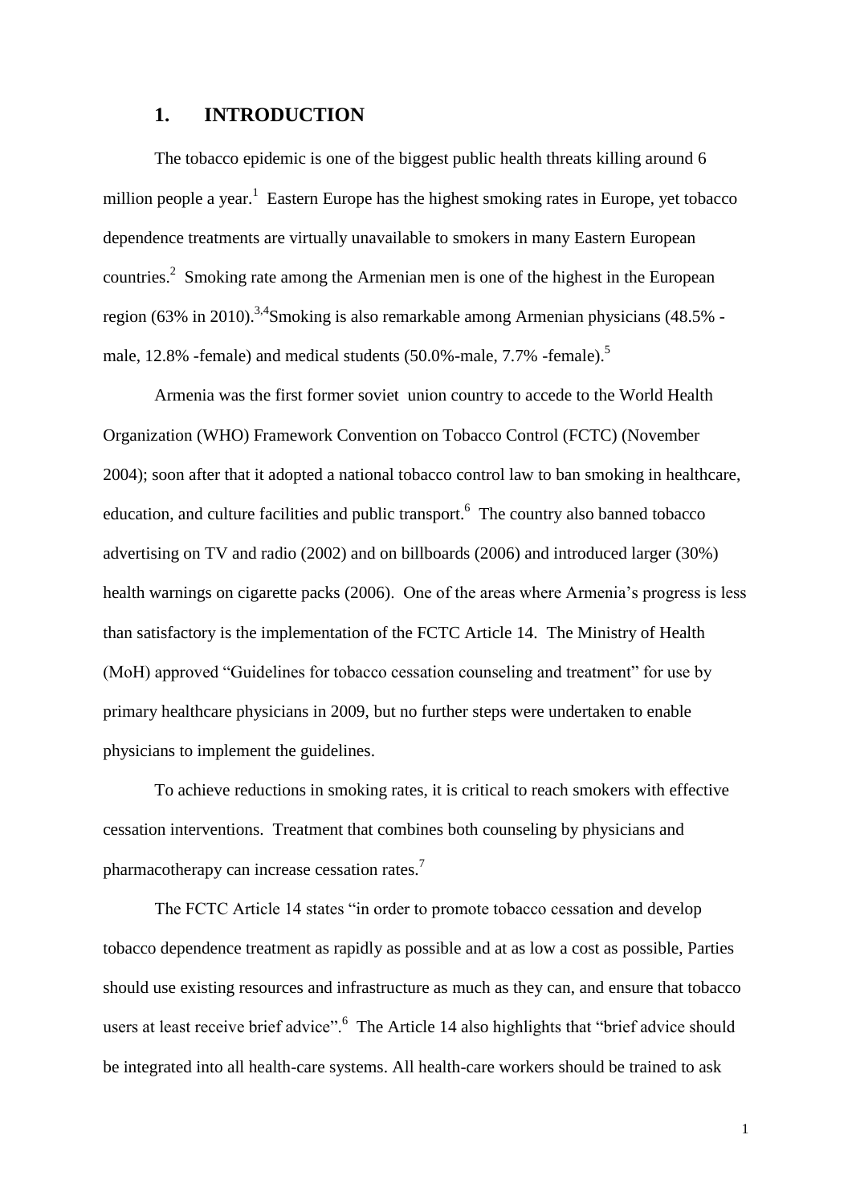# 1. INTRODUCTION

The tobacco epidemic is one of the biggest public health threats killing around 6 million people a year.[1] Eastern Europe has the highest smoking rates in Europe, yet tobacco dependence treatments are virtually unavailable to smokers in many Eastern European countries.[2] Smoking rate among the Armenian men is one of the highest in the European region (63% in 2010).[3,4]Smoking is also remarkable among Armenian physicians (48.5% - male, 12.8% -female) and medical students (50.0%-male, 7.7% -female).[5]

Armenia was the first former soviet union country to accede to the World Health Organization (WHO) Framework Convention on Tobacco Control (FCTC) (November 2004); soon after that it adopted a national tobacco control law to ban smoking in healthcare, education, and culture facilities and public transport.[6] The country also banned tobacco advertising on TV and radio (2002) and on billboards (2006) and introduced larger (30%) health warnings on cigarette packs (2006). One of the areas where Armenia's progress is less than satisfactory is the implementation of the FCTC Article 14. The Ministry of Health (MoH) approved "Guidelines for tobacco cessation counseling and treatment" for use by primary healthcare physicians in 2009, but no further steps were undertaken to enable physicians to implement the guidelines.

To achieve reductions in smoking rates, it is critical to reach smokers with effective cessation interventions. Treatment that combines both counseling by physicians and pharmacotherapy can increase cessation rates.[7]

The FCTC Article 14 states "in order to promote tobacco cessation and develop tobacco dependence treatment as rapidly as possible and at as low a cost as possible, Parties should use existing resources and infrastructure as much as they can, and ensure that tobacco users at least receive brief advice".[6] The Article 14 also highlights that "brief advice should be integrated into all health-care systems. All health-care workers should be trained to ask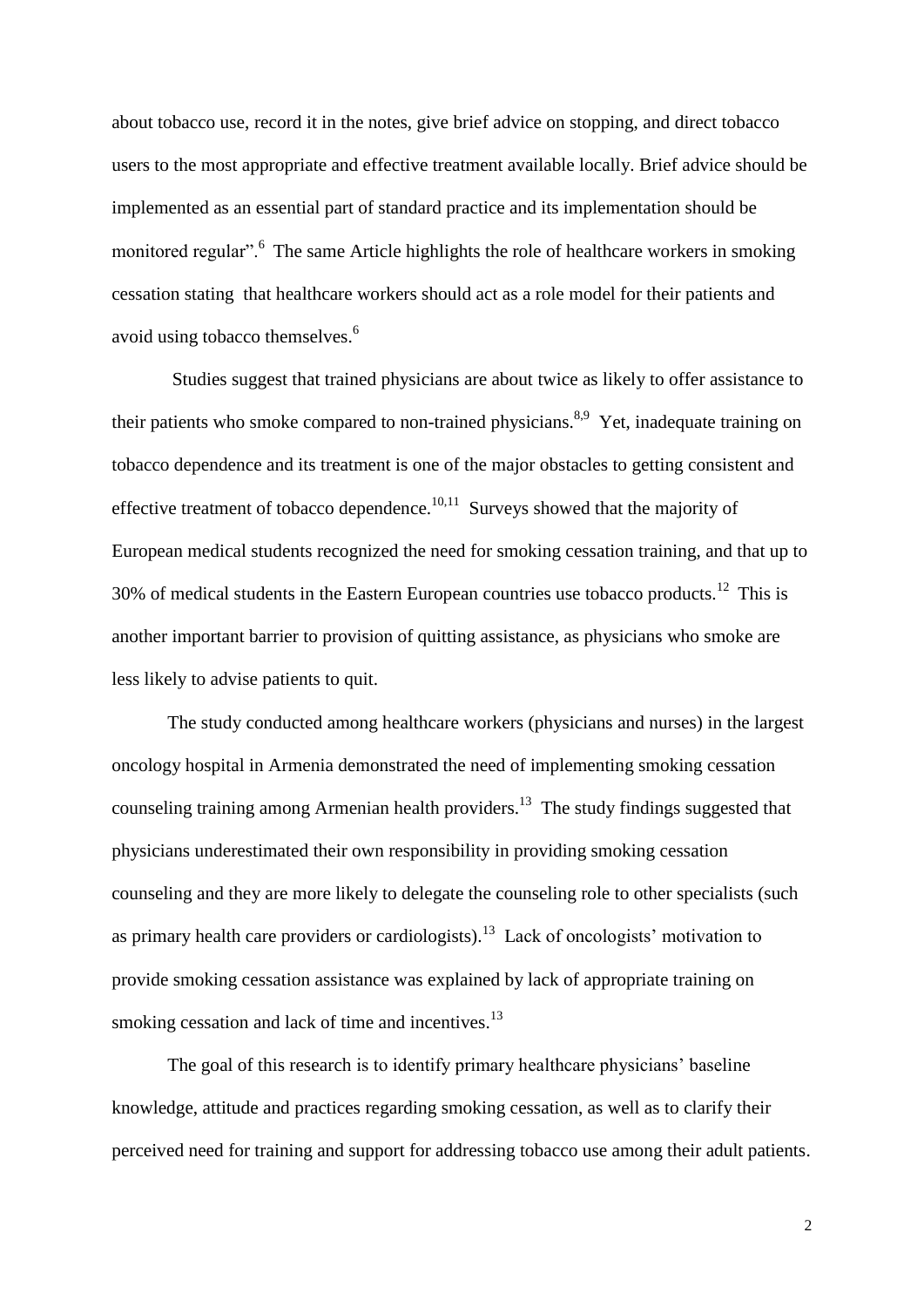about tobacco use, record it in the notes, give brief advice on stopping, and direct tobacco users to the most appropriate and effective treatment available locally. Brief advice should be implemented as an essential part of standard practice and its implementation should be monitored regular".[6] The same Article highlights the role of healthcare workers in smoking cessation stating that healthcare workers should act as a role model for their patients and avoid using tobacco themselves.[6]

Studies suggest that trained physicians are about twice as likely to offer assistance to their patients who smoke compared to non-trained physicians.[8,9] Yet, inadequate training on tobacco dependence and its treatment is one of the major obstacles to getting consistent and effective treatment of tobacco dependence.[10,11] Surveys showed that the majority of European medical students recognized the need for smoking cessation training, and that up to 30% of medical students in the Eastern European countries use tobacco products.[12] This is another important barrier to provision of quitting assistance, as physicians who smoke are less likely to advise patients to quit.

The study conducted among healthcare workers (physicians and nurses) in the largest oncology hospital in Armenia demonstrated the need of implementing smoking cessation counseling training among Armenian health providers.[13] The study findings suggested that physicians underestimated their own responsibility in providing smoking cessation counseling and they are more likely to delegate the counseling role to other specialists (such as primary health care providers or cardiologists).[13] Lack of oncologists' motivation to provide smoking cessation assistance was explained by lack of appropriate training on smoking cessation and lack of time and incentives.[13]

The goal of this research is to identify primary healthcare physicians' baseline knowledge, attitude and practices regarding smoking cessation, as well as to clarify their perceived need for training and support for addressing tobacco use among their adult patients.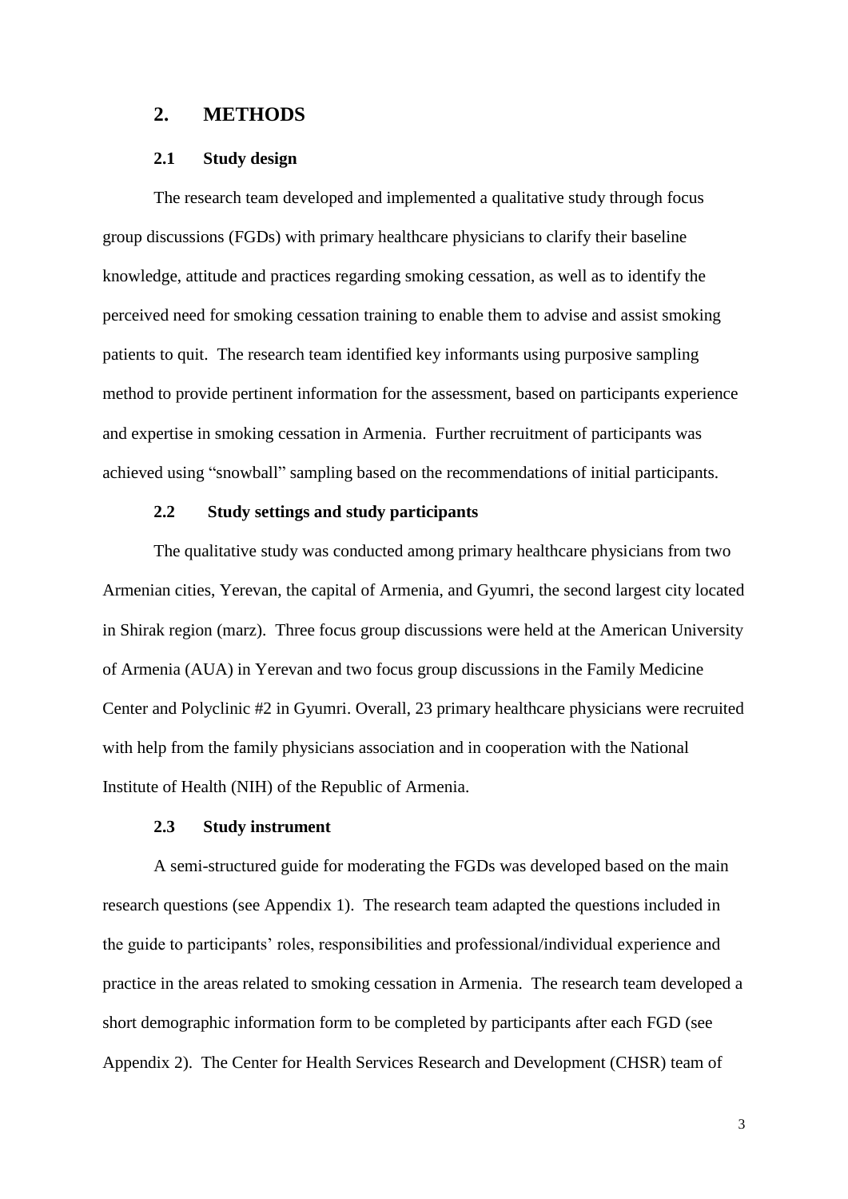## 2. METHODS

### 2.1 Study design

The research team developed and implemented a qualitative study through focus group discussions (FGDs) with primary healthcare physicians to clarify their baseline knowledge, attitude and practices regarding smoking cessation, as well as to identify the perceived need for smoking cessation training to enable them to advise and assist smoking patients to quit. The research team identified key informants using purposive sampling method to provide pertinent information for the assessment, based on participants experience and expertise in smoking cessation in Armenia. Further recruitment of participants was achieved using "snowball" sampling based on the recommendations of initial participants.

### 2.2 Study settings and study participants

The qualitative study was conducted among primary healthcare physicians from two Armenian cities, Yerevan, the capital of Armenia, and Gyumri, the second largest city located in Shirak region (marz). Three focus group discussions were held at the American University of Armenia (AUA) in Yerevan and two focus group discussions in the Family Medicine Center and Polyclinic #2 in Gyumri. Overall, 23 primary healthcare physicians were recruited with help from the family physicians association and in cooperation with the National Institute of Health (NIH) of the Republic of Armenia.

### 2.3 Study instrument

A semi-structured guide for moderating the FGDs was developed based on the main research questions (see Appendix 1). The research team adapted the questions included in the guide to participants' roles, responsibilities and professional/individual experience and practice in the areas related to smoking cessation in Armenia. The research team developed a short demographic information form to be completed by participants after each FGD (see Appendix 2). The Center for Health Services Research and Development (CHSR) team of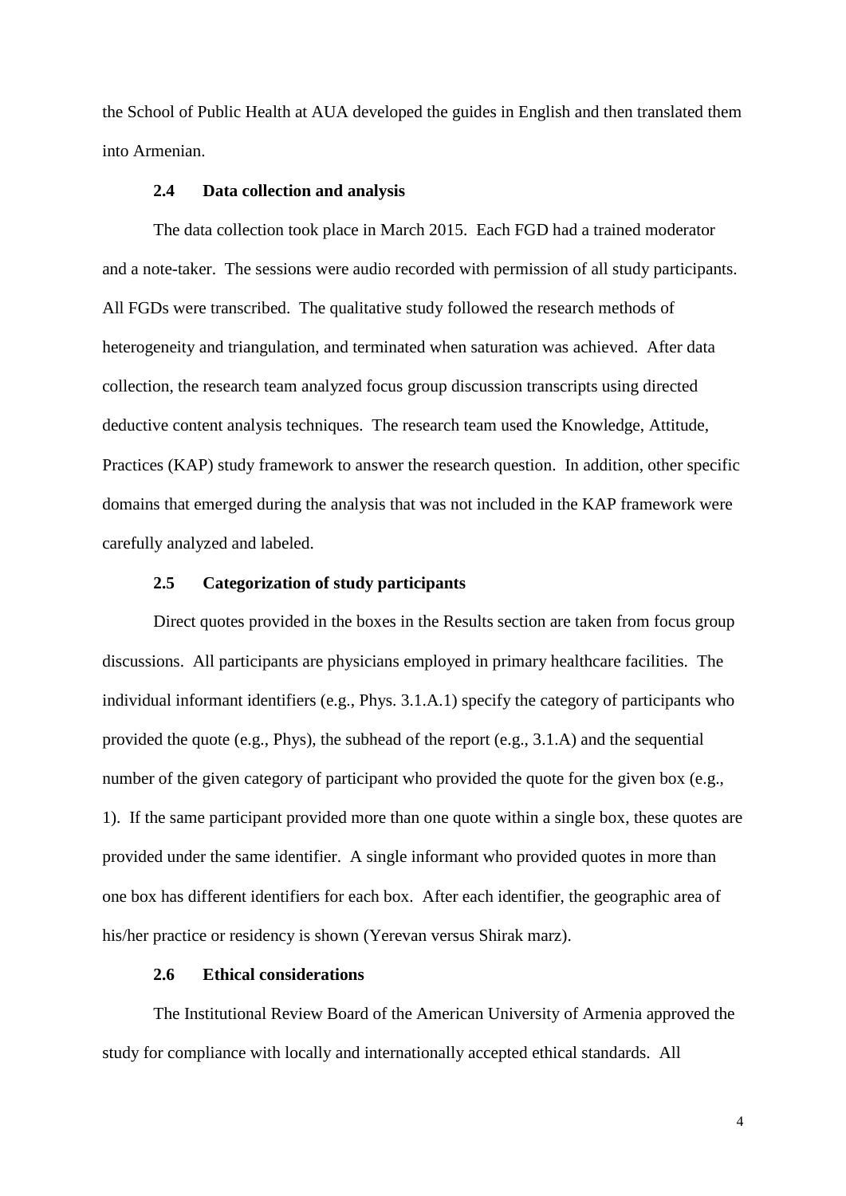the School of Public Health at AUA developed the guides in English and then translated them into Armenian.

### 2.4 Data collection and analysis

The data collection took place in March 2015. Each FGD had a trained moderator and a note-taker. The sessions were audio recorded with permission of all study participants. All FGDs were transcribed. The qualitative study followed the research methods of heterogeneity and triangulation, and terminated when saturation was achieved. After data collection, the research team analyzed focus group discussion transcripts using directed deductive content analysis techniques. The research team used the Knowledge, Attitude, Practices (KAP) study framework to answer the research question. In addition, other specific domains that emerged during the analysis that was not included in the KAP framework were carefully analyzed and labeled.

### 2.5 Categorization of study participants

Direct quotes provided in the boxes in the Results section are taken from focus group discussions. All participants are physicians employed in primary healthcare facilities. The individual informant identifiers (e.g., Phys. 3.1.A.1) specify the category of participants who provided the quote (e.g., Phys), the subhead of the report (e.g., 3.1.A) and the sequential number of the given category of participant who provided the quote for the given box (e.g., 1). If the same participant provided more than one quote within a single box, these quotes are provided under the same identifier. A single informant who provided quotes in more than one box has different identifiers for each box. After each identifier, the geographic area of his/her practice or residency is shown (Yerevan versus Shirak marz).

### 2.6 Ethical considerations

The Institutional Review Board of the American University of Armenia approved the study for compliance with locally and internationally accepted ethical standards. All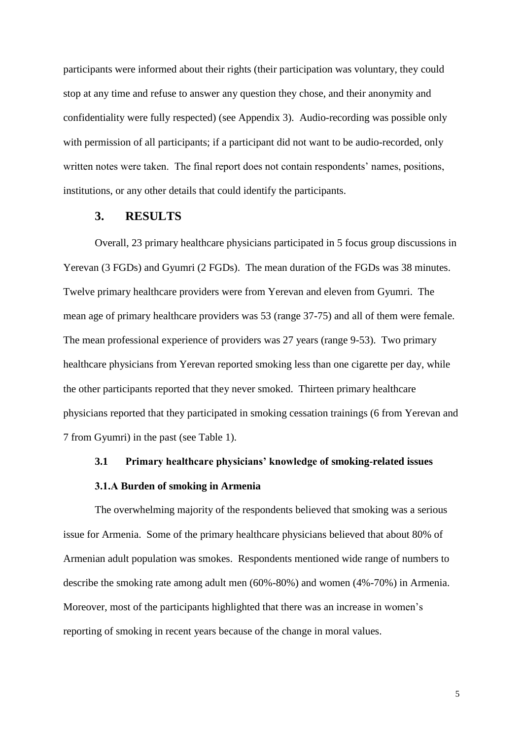participants were informed about their rights (their participation was voluntary, they could stop at any time and refuse to answer any question they chose, and their anonymity and confidentiality were fully respected) (see Appendix 3). Audio-recording was possible only with permission of all participants; if a participant did not want to be audio-recorded, only written notes were taken. The final report does not contain respondents' names, positions, institutions, or any other details that could identify the participants.

## 3. RESULTS

Overall, 23 primary healthcare physicians participated in 5 focus group discussions in Yerevan (3 FGDs) and Gyumri (2 FGDs). The mean duration of the FGDs was 38 minutes. Twelve primary healthcare providers were from Yerevan and eleven from Gyumri. The mean age of primary healthcare providers was 53 (range 37-75) and all of them were female. The mean professional experience of providers was 27 years (range 9-53). Two primary healthcare physicians from Yerevan reported smoking less than one cigarette per day, while the other participants reported that they never smoked. Thirteen primary healthcare physicians reported that they participated in smoking cessation trainings (6 from Yerevan and 7 from Gyumri) in the past (see Table 1).

### 3.1 Primary healthcare physicians' knowledge of smoking-related issues

#### 3.1.A Burden of smoking in Armenia

The overwhelming majority of the respondents believed that smoking was a serious issue for Armenia. Some of the primary healthcare physicians believed that about 80% of Armenian adult population was smokes. Respondents mentioned wide range of numbers to describe the smoking rate among adult men (60%-80%) and women (4%-70%) in Armenia. Moreover, most of the participants highlighted that there was an increase in women's reporting of smoking in recent years because of the change in moral values.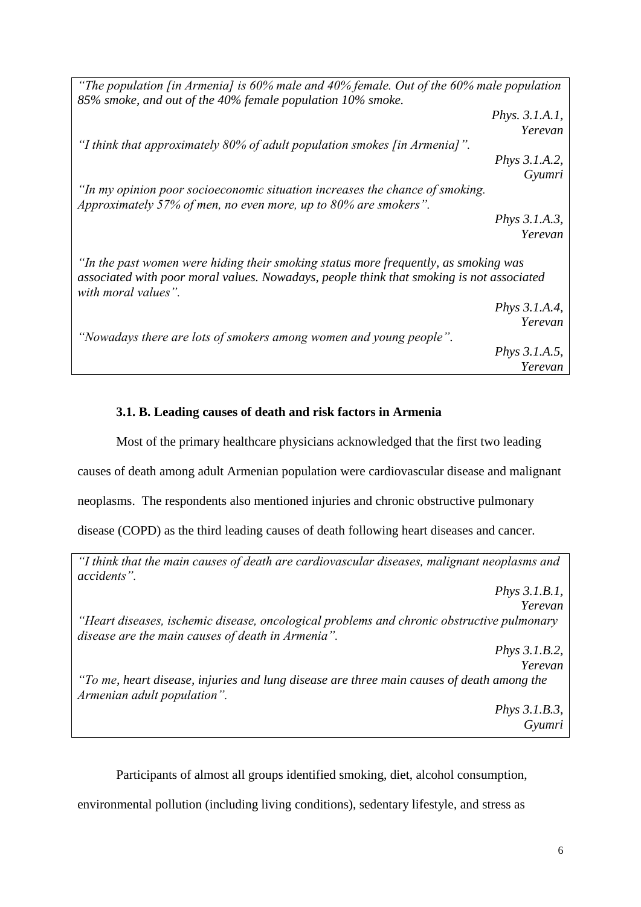*"The population [in Armenia] is 60% male and 40% female. Out of the 60% male population 85% smoke, and out of the 40% female population 10% smoke.*

*Phys. 3.1.A.1, Yerevan*

*"I think that approximately 80% of adult population smokes [in Armenia]".*

*Phys 3.1.A.2, Gyumri*

*"In my opinion poor socioeconomic situation increases the chance of smoking. Approximately 57% of men, no even more, up to 80% are smokers".*

*Phys 3.1.A.3, Yerevan*

*"In the past women were hiding their smoking status more frequently, as smoking was associated with poor moral values. Nowadays, people think that smoking is not associated with moral values".*

*Phys 3.1.A.4, Yerevan*

*"Nowadays there are lots of smokers among women and young people".*

*Phys 3.1.A.5, Yerevan*

### 3.1. B. Leading causes of death and risk factors in Armenia

Most of the primary healthcare physicians acknowledged that the first two leading causes of death among adult Armenian population were cardiovascular disease and malignant neoplasms. The respondents also mentioned injuries and chronic obstructive pulmonary disease (COPD) as the third leading causes of death following heart diseases and cancer.

*"I think that the main causes of death are cardiovascular diseases, malignant neoplasms and accidents".*

*Phys 3.1.B.1, Yerevan*

*"Heart diseases, ischemic disease, oncological problems and chronic obstructive pulmonary disease are the main causes of death in Armenia".*

*Phys 3.1.B.2, Yerevan*

*"To me, heart disease, injuries and lung disease are three main causes of death among the Armenian adult population".*

*Phys 3.1.B.3, Gyumri*

Participants of almost all groups identified smoking, diet, alcohol consumption, environmental pollution (including living conditions), sedentary lifestyle, and stress as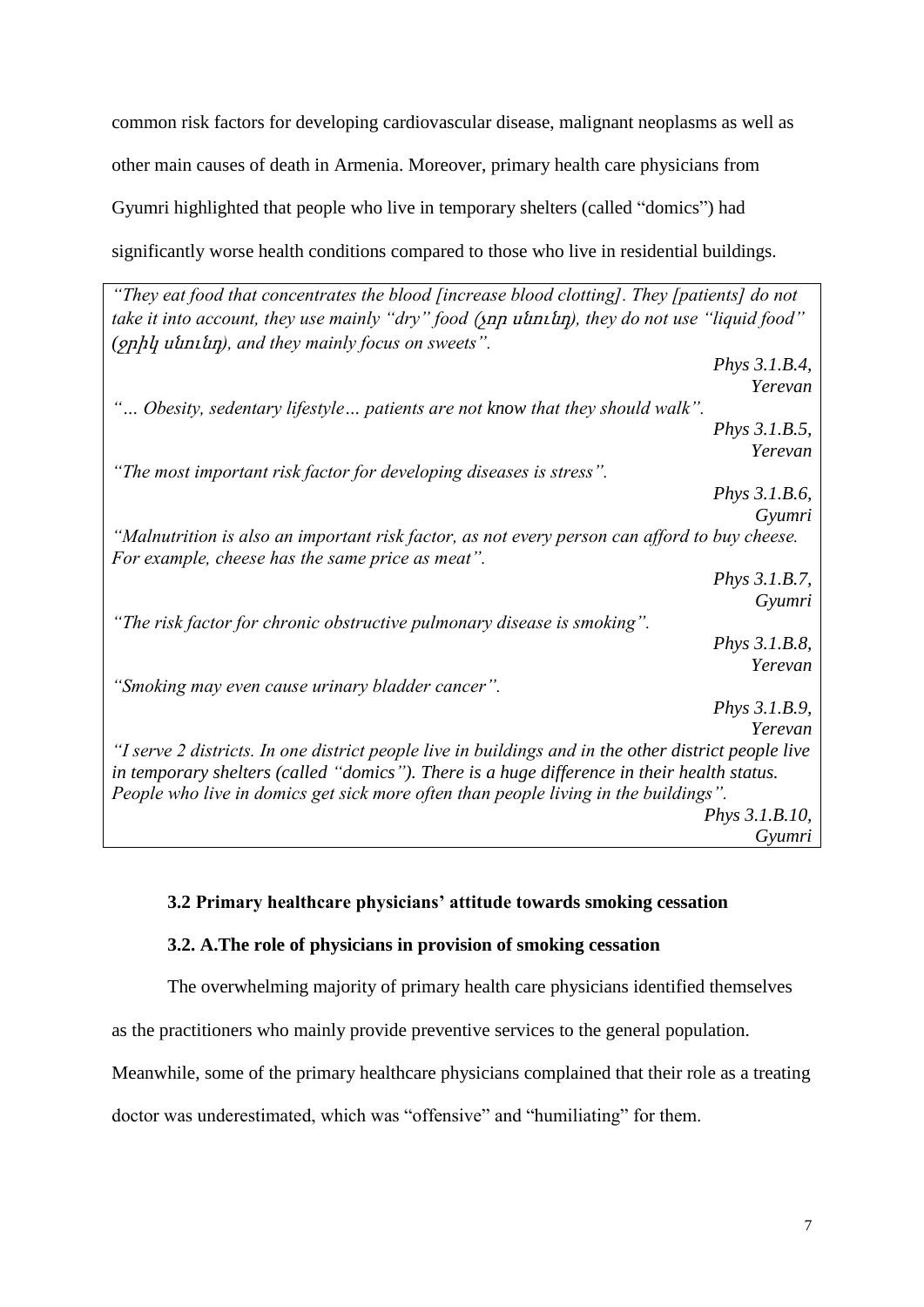common risk factors for developing cardiovascular disease, malignant neoplasms as well as other main causes of death in Armenia. Moreover, primary health care physicians from Gyumri highlighted that people who live in temporary shelters (called "domics") had significantly worse health conditions compared to those who live in residential buildings.

> *"They eat food that concentrates the blood [increase blood clotting]. They [patients] do not take it into account, they use mainly "dry" food (չոր սնունդ), they do not use "liquid food" (ջրիկ սնունդ), and they mainly focus on sweets".*
>
> *Phys 3.1.B.4, Yerevan*
>
> *"… Obesity, sedentary lifestyle… patients are not know that they should walk".*
>
> *Phys 3.1.B.5, Yerevan*
>
> *"The most important risk factor for developing diseases is stress".*
>
> *Phys 3.1.B.6, Gyumri*
>
> *"Malnutrition is also an important risk factor, as not every person can afford to buy cheese. For example, cheese has the same price as meat".*
>
> *Phys 3.1.B.7, Gyumri*
>
> *"The risk factor for chronic obstructive pulmonary disease is smoking".*
>
> *Phys 3.1.B.8, Yerevan*
>
> *"Smoking may even cause urinary bladder cancer".*
>
> *Phys 3.1.B.9, Yerevan*
>
> *"I serve 2 districts. In one district people live in buildings and in the other district people live in temporary shelters (called "domics"). There is a huge difference in their health status. People who live in domics get sick more often than people living in the buildings".*
>
> *Phys 3.1.B.10, Gyumri*

### 3.2 Primary healthcare physicians' attitude towards smoking cessation

#### 3.2. A.The role of physicians in provision of smoking cessation

The overwhelming majority of primary health care physicians identified themselves as the practitioners who mainly provide preventive services to the general population. Meanwhile, some of the primary healthcare physicians complained that their role as a treating doctor was underestimated, which was "offensive" and "humiliating" for them.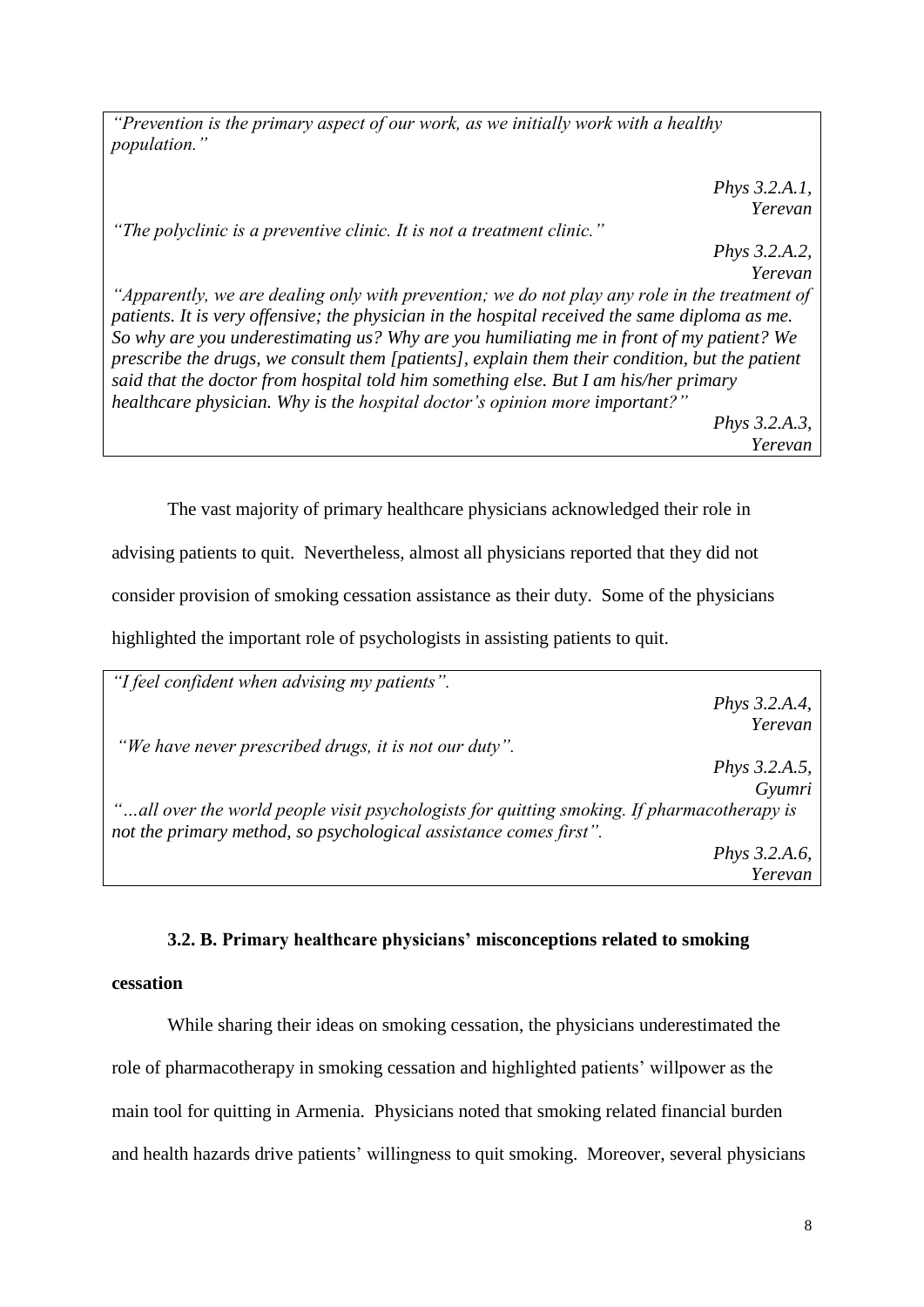*"Prevention is the primary aspect of our work, as we initially work with a healthy population."*

*Phys 3.2.A.1, Yerevan*

*"The polyclinic is a preventive clinic. It is not a treatment clinic."*

*Phys 3.2.A.2, Yerevan*

*"Apparently, we are dealing only with prevention; we do not play any role in the treatment of patients. It is very offensive; the physician in the hospital received the same diploma as me. So why are you underestimating us? Why are you humiliating me in front of my patient? We prescribe the drugs, we consult them [patients], explain them their condition, but the patient said that the doctor from hospital told him something else. But I am his/her primary healthcare physician. Why is the hospital doctor's opinion more important?"*

*Phys 3.2.A.3, Yerevan*

The vast majority of primary healthcare physicians acknowledged their role in advising patients to quit. Nevertheless, almost all physicians reported that they did not consider provision of smoking cessation assistance as their duty. Some of the physicians highlighted the important role of psychologists in assisting patients to quit.

*"I feel confident when advising my patients".*

*Phys 3.2.A.4, Yerevan*

*"We have never prescribed drugs, it is not our duty".*

*Phys 3.2.A.5, Gyumri*

*"…all over the world people visit psychologists for quitting smoking. If pharmacotherapy is not the primary method, so psychological assistance comes first".*

*Phys 3.2.A.6, Yerevan*

### 3.2. B. Primary healthcare physicians' misconceptions related to smoking cessation

While sharing their ideas on smoking cessation, the physicians underestimated the role of pharmacotherapy in smoking cessation and highlighted patients' willpower as the main tool for quitting in Armenia. Physicians noted that smoking related financial burden and health hazards drive patients' willingness to quit smoking. Moreover, several physicians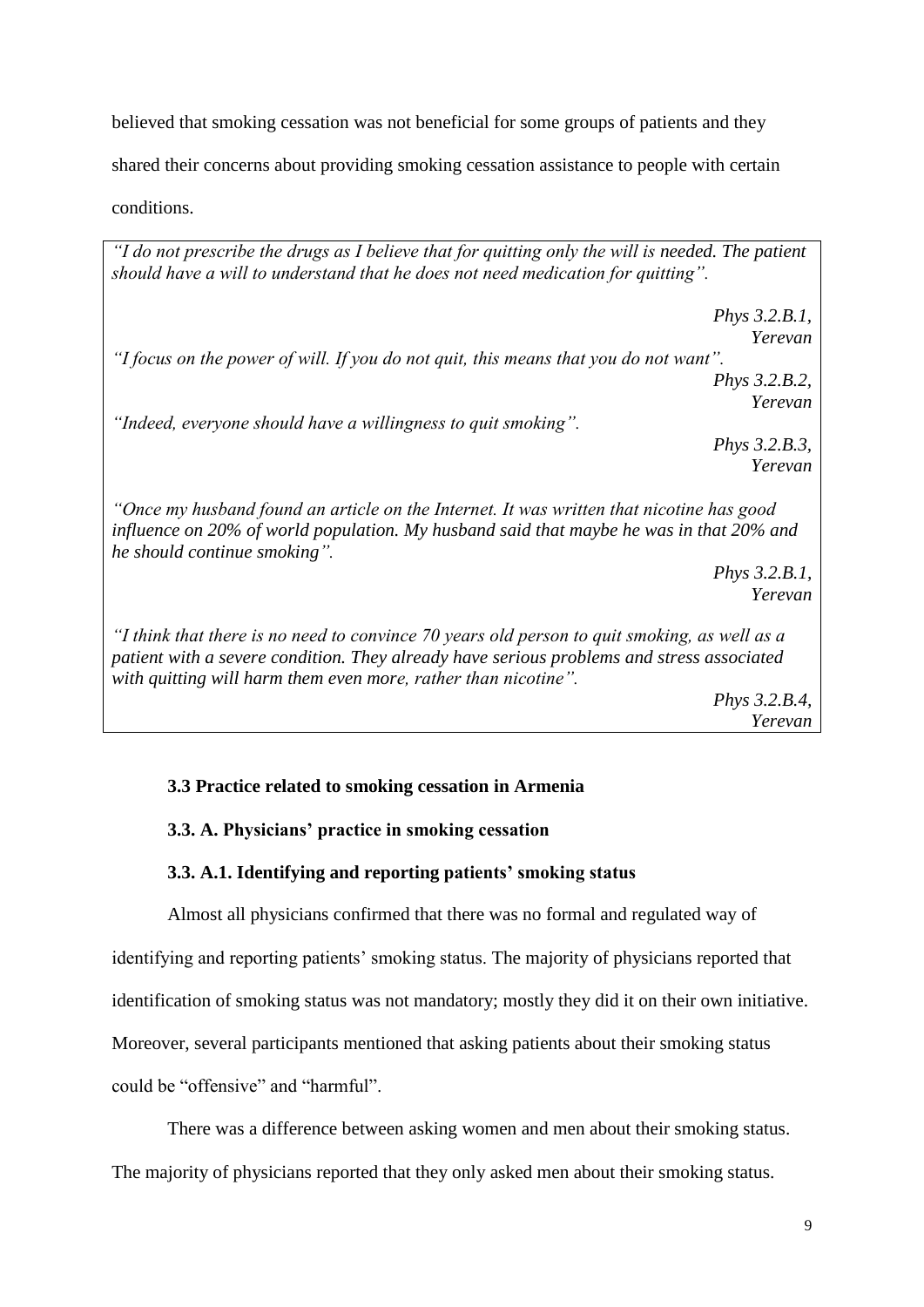believed that smoking cessation was not beneficial for some groups of patients and they shared their concerns about providing smoking cessation assistance to people with certain conditions.

> *"I do not prescribe the drugs as I believe that for quitting only the will is needed. The patient should have a will to understand that he does not need medication for quitting".*
>
> *Phys 3.2.B.1, Yerevan*
>
> *"I focus on the power of will. If you do not quit, this means that you do not want".*
>
> *Phys 3.2.B.2, Yerevan*
>
> *"Indeed, everyone should have a willingness to quit smoking".*
>
> *Phys 3.2.B.3, Yerevan*
>
> *"Once my husband found an article on the Internet. It was written that nicotine has good influence on 20% of world population. My husband said that maybe he was in that 20% and he should continue smoking".*
>
> *Phys 3.2.B.1, Yerevan*
>
> *"I think that there is no need to convince 70 years old person to quit smoking, as well as a patient with a severe condition. They already have serious problems and stress associated with quitting will harm them even more, rather than nicotine".*
>
> *Phys 3.2.B.4, Yerevan*

### 3.3 Practice related to smoking cessation in Armenia

#### 3.3. A. Physicians' practice in smoking cessation

##### 3.3. A.1. Identifying and reporting patients' smoking status

Almost all physicians confirmed that there was no formal and regulated way of identifying and reporting patients' smoking status. The majority of physicians reported that identification of smoking status was not mandatory; mostly they did it on their own initiative. Moreover, several participants mentioned that asking patients about their smoking status could be "offensive" and "harmful".

There was a difference between asking women and men about their smoking status. The majority of physicians reported that they only asked men about their smoking status.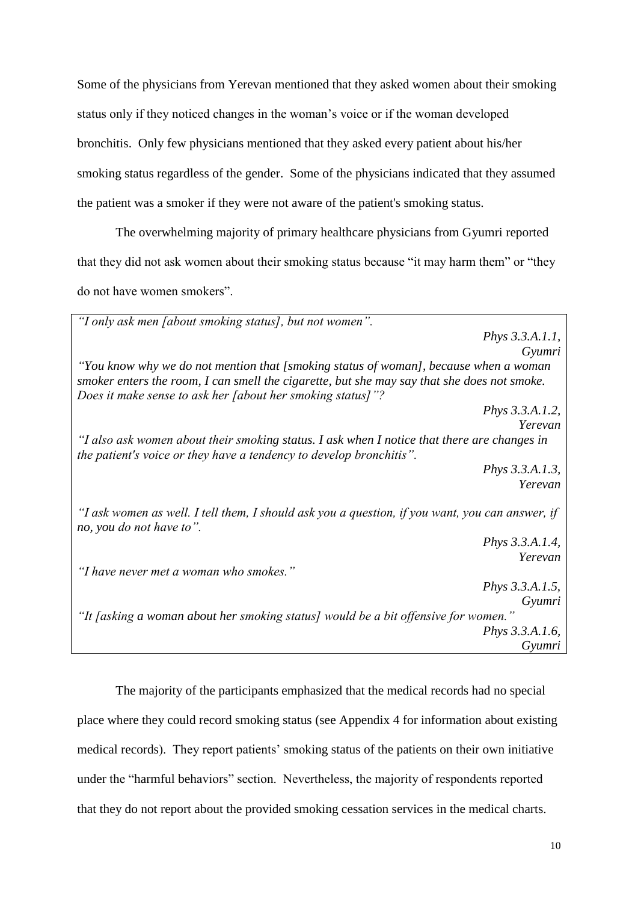Some of the physicians from Yerevan mentioned that they asked women about their smoking status only if they noticed changes in the woman's voice or if the woman developed bronchitis. Only few physicians mentioned that they asked every patient about his/her smoking status regardless of the gender. Some of the physicians indicated that they assumed the patient was a smoker if they were not aware of the patient's smoking status.

The overwhelming majority of primary healthcare physicians from Gyumri reported that they did not ask women about their smoking status because "it may harm them" or "they do not have women smokers".

> *"I only ask men [about smoking status], but not women".*
>
> *Phys 3.3.A.1.1, Gyumri*
>
> *"You know why we do not mention that [smoking status of woman], because when a woman smoker enters the room, I can smell the cigarette, but she may say that she does not smoke. Does it make sense to ask her [about her smoking status]"?*
>
> *Phys 3.3.A.1.2, Yerevan*
>
> *"I also ask women about their smoking status. I ask when I notice that there are changes in the patient's voice or they have a tendency to develop bronchitis".*
>
> *Phys 3.3.A.1.3, Yerevan*
>
> *"I ask women as well. I tell them, I should ask you a question, if you want, you can answer, if no, you do not have to".*
>
> *Phys 3.3.A.1.4, Yerevan*
>
> *"I have never met a woman who smokes."*
>
> *Phys 3.3.A.1.5, Gyumri*
>
> *"It [asking a woman about her smoking status] would be a bit offensive for women."*
>
> *Phys 3.3.A.1.6, Gyumri*

The majority of the participants emphasized that the medical records had no special place where they could record smoking status (see Appendix 4 for information about existing medical records). They report patients' smoking status of the patients on their own initiative under the "harmful behaviors" section. Nevertheless, the majority of respondents reported that they do not report about the provided smoking cessation services in the medical charts.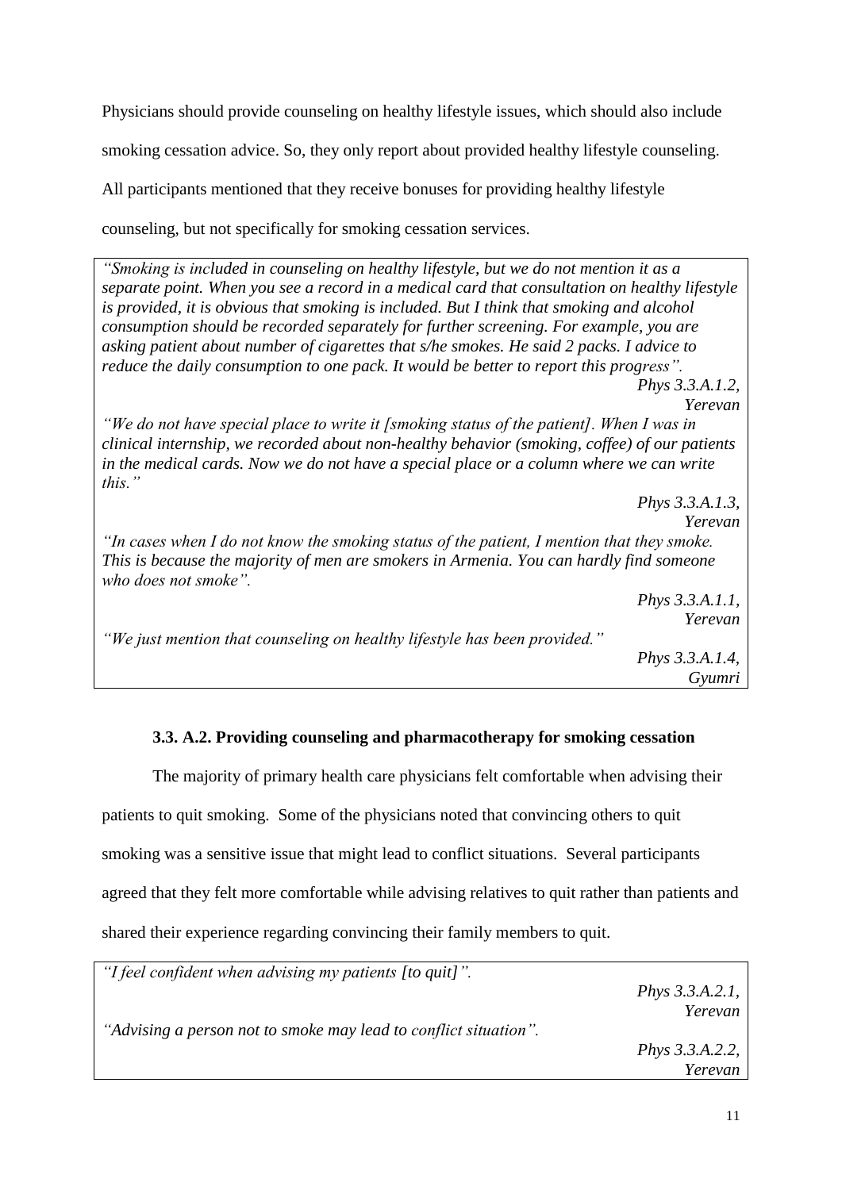Physicians should provide counseling on healthy lifestyle issues, which should also include smoking cessation advice. So, they only report about provided healthy lifestyle counseling. All participants mentioned that they receive bonuses for providing healthy lifestyle counseling, but not specifically for smoking cessation services.

> *"Smoking is included in counseling on healthy lifestyle, but we do not mention it as a separate point. When you see a record in a medical card that consultation on healthy lifestyle is provided, it is obvious that smoking is included. But I think that smoking and alcohol consumption should be recorded separately for further screening. For example, you are asking patient about number of cigarettes that s/he smokes. He said 2 packs. I advice to reduce the daily consumption to one pack. It would be better to report this progress".*
>
> *Phys 3.3.A.1.2, Yerevan*
>
> *"We do not have special place to write it [smoking status of the patient]. When I was in clinical internship, we recorded about non-healthy behavior (smoking, coffee) of our patients in the medical cards. Now we do not have a special place or a column where we can write this."*
>
> *Phys 3.3.A.1.3, Yerevan*
>
> *"In cases when I do not know the smoking status of the patient, I mention that they smoke. This is because the majority of men are smokers in Armenia. You can hardly find someone who does not smoke".*
>
> *Phys 3.3.A.1.1, Yerevan*
>
> *"We just mention that counseling on healthy lifestyle has been provided."*
>
> *Phys 3.3.A.1.4, Gyumri*

#### 3.3. A.2. Providing counseling and pharmacotherapy for smoking cessation

The majority of primary health care physicians felt comfortable when advising their patients to quit smoking. Some of the physicians noted that convincing others to quit smoking was a sensitive issue that might lead to conflict situations. Several participants agreed that they felt more comfortable while advising relatives to quit rather than patients and shared their experience regarding convincing their family members to quit.

> *"I feel confident when advising my patients [to quit]".*
>
> *Phys 3.3.A.2.1, Yerevan*
>
> *"Advising a person not to smoke may lead to conflict situation".*
>
> *Phys 3.3.A.2.2, Yerevan*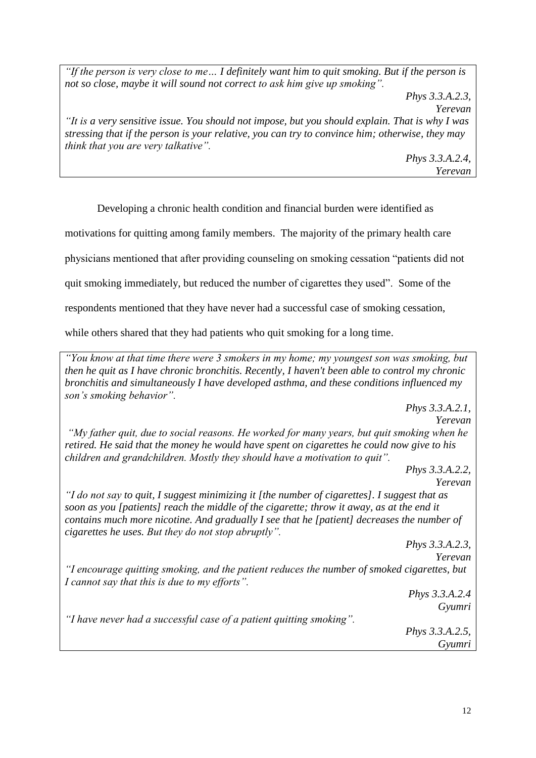*"If the person is very close to me… I definitely want him to quit smoking. But if the person is not so close, maybe it will sound not correct to ask him give up smoking".*

*Phys 3.3.A.2.3, Yerevan*

*"It is a very sensitive issue. You should not impose, but you should explain. That is why I was stressing that if the person is your relative, you can try to convince him; otherwise, they may think that you are very talkative".*

*Phys 3.3.A.2.4, Yerevan*

Developing a chronic health condition and financial burden were identified as motivations for quitting among family members. The majority of the primary health care physicians mentioned that after providing counseling on smoking cessation "patients did not quit smoking immediately, but reduced the number of cigarettes they used". Some of the respondents mentioned that they have never had a successful case of smoking cessation, while others shared that they had patients who quit smoking for a long time.

*"You know at that time there were 3 smokers in my home; my youngest son was smoking, but then he quit as I have chronic bronchitis. Recently, I haven't been able to control my chronic bronchitis and simultaneously I have developed asthma, and these conditions influenced my son's smoking behavior".*

*Phys 3.3.A.2.1, Yerevan*

*"My father quit, due to social reasons. He worked for many years, but quit smoking when he retired. He said that the money he would have spent on cigarettes he could now give to his children and grandchildren. Mostly they should have a motivation to quit".*

*Phys 3.3.A.2.2, Yerevan*

*"I do not say to quit, I suggest minimizing it [the number of cigarettes]. I suggest that as soon as you [patients] reach the middle of the cigarette; throw it away, as at the end it contains much more nicotine. And gradually I see that he [patient] decreases the number of cigarettes he uses. But they do not stop abruptly".*

*Phys 3.3.A.2.3, Yerevan*

*"I encourage quitting smoking, and the patient reduces the number of smoked cigarettes, but I cannot say that this is due to my efforts".*

*Phys 3.3.A.2.4 Gyumri*

*"I have never had a successful case of a patient quitting smoking".*

*Phys 3.3.A.2.5, Gyumri*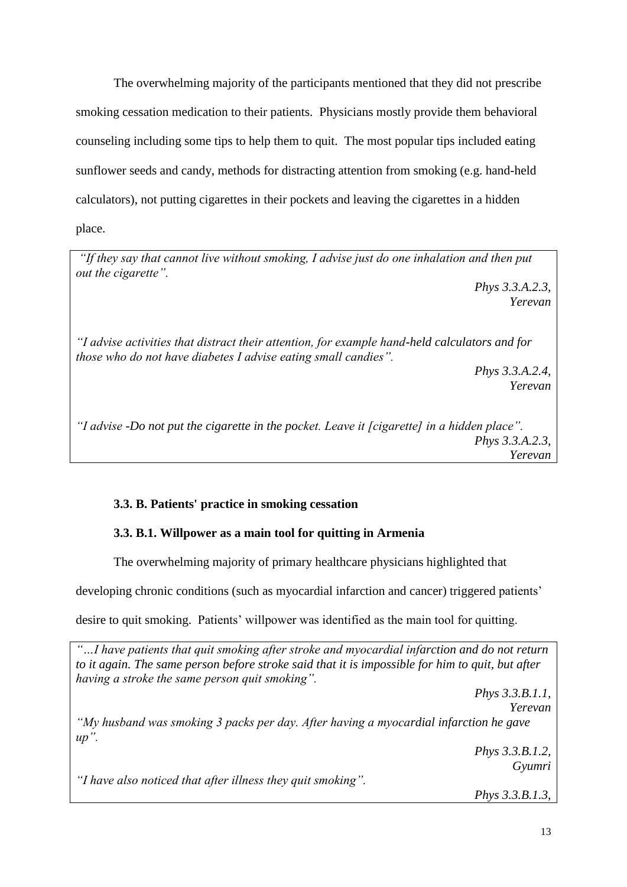The overwhelming majority of the participants mentioned that they did not prescribe smoking cessation medication to their patients. Physicians mostly provide them behavioral counseling including some tips to help them to quit. The most popular tips included eating sunflower seeds and candy, methods for distracting attention from smoking (e.g. hand-held calculators), not putting cigarettes in their pockets and leaving the cigarettes in a hidden place.

> *"If they say that cannot live without smoking, I advise just do one inhalation and then put out the cigarette".*
>
> *Phys 3.3.A.2.3, Yerevan*
>
> *"I advise activities that distract their attention, for example hand-held calculators and for those who do not have diabetes I advise eating small candies".*
>
> *Phys 3.3.A.2.4, Yerevan*
>
> *"I advise -Do not put the cigarette in the pocket. Leave it [cigarette] in a hidden place".*
>
> *Phys 3.3.A.2.3, Yerevan*

### 3.3. B. Patients' practice in smoking cessation

#### 3.3. B.1. Willpower as a main tool for quitting in Armenia

The overwhelming majority of primary healthcare physicians highlighted that developing chronic conditions (such as myocardial infarction and cancer) triggered patients' desire to quit smoking. Patients' willpower was identified as the main tool for quitting.

> *"…I have patients that quit smoking after stroke and myocardial infarction and do not return to it again. The same person before stroke said that it is impossible for him to quit, but after having a stroke the same person quit smoking".*
>
> *Phys 3.3.B.1.1, Yerevan*
>
> *"My husband was smoking 3 packs per day. After having a myocardial infarction he gave up".*
>
> *Phys 3.3.B.1.2, Gyumri*
>
> *"I have also noticed that after illness they quit smoking".*
>
> *Phys 3.3.B.1.3,*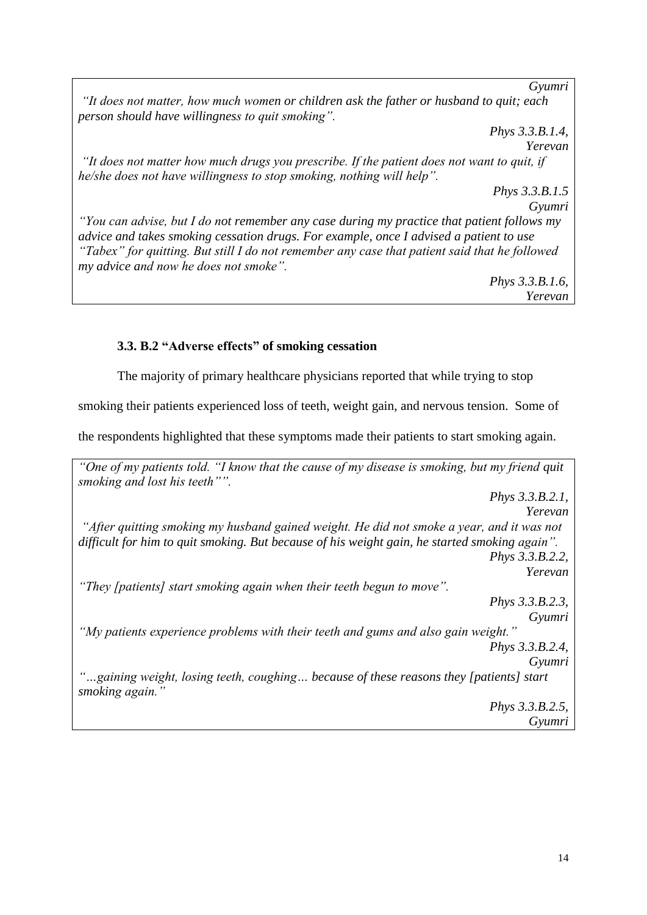*Gyumri*

*"It does not matter, how much women or children ask the father or husband to quit; each person should have willingness to quit smoking".*

*Phys 3.3.B.1.4, Yerevan*

*"It does not matter how much drugs you prescribe. If the patient does not want to quit, if he/she does not have willingness to stop smoking, nothing will help".*

*Phys 3.3.B.1.5 Gyumri*

*"You can advise, but I do not remember any case during my practice that patient follows my advice and takes smoking cessation drugs. For example, once I advised a patient to use "Tabex" for quitting. But still I do not remember any case that patient said that he followed my advice and now he does not smoke".*

*Phys 3.3.B.1.6, Yerevan*

### 3.3. B.2 "Adverse effects" of smoking cessation

The majority of primary healthcare physicians reported that while trying to stop smoking their patients experienced loss of teeth, weight gain, and nervous tension. Some of the respondents highlighted that these symptoms made their patients to start smoking again.

*"One of my patients told. "I know that the cause of my disease is smoking, but my friend quit smoking and lost his teeth"".*

*Phys 3.3.B.2.1, Yerevan*

*"After quitting smoking my husband gained weight. He did not smoke a year, and it was not difficult for him to quit smoking. But because of his weight gain, he started smoking again".*

*Phys 3.3.B.2.2, Yerevan*

*"They [patients] start smoking again when their teeth begun to move".*

*Phys 3.3.B.2.3, Gyumri*

*"My patients experience problems with their teeth and gums and also gain weight."*

*Phys 3.3.B.2.4, Gyumri*

*"…gaining weight, losing teeth, coughing… because of these reasons they [patients] start smoking again."*

*Phys 3.3.B.2.5, Gyumri*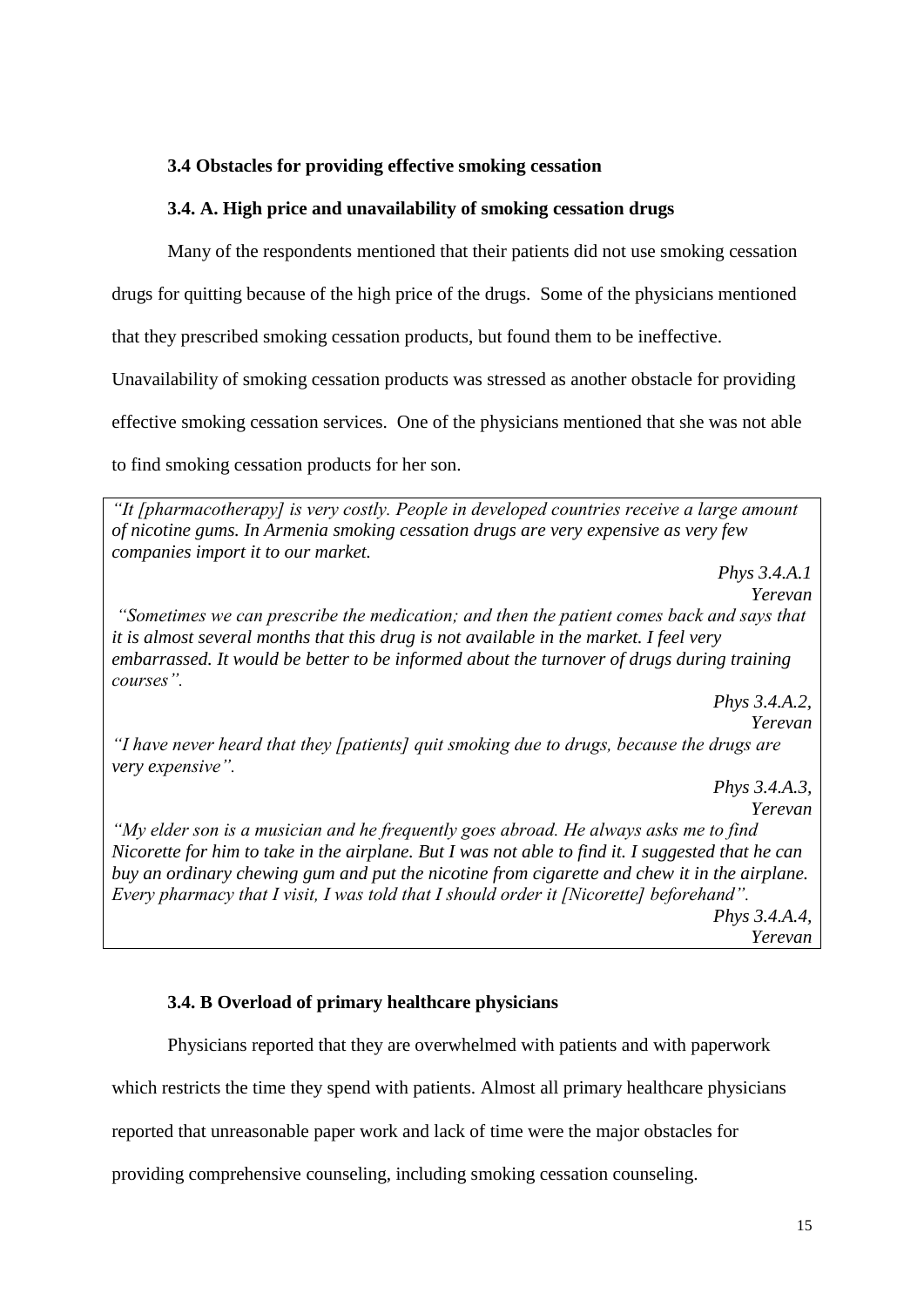### 3.4 Obstacles for providing effective smoking cessation

### 3.4. A. High price and unavailability of smoking cessation drugs

Many of the respondents mentioned that their patients did not use smoking cessation drugs for quitting because of the high price of the drugs. Some of the physicians mentioned that they prescribed smoking cessation products, but found them to be ineffective. Unavailability of smoking cessation products was stressed as another obstacle for providing effective smoking cessation services. One of the physicians mentioned that she was not able to find smoking cessation products for her son.

*"It [pharmacotherapy] is very costly. People in developed countries receive a large amount of nicotine gums. In Armenia smoking cessation drugs are very expensive as very few companies import it to our market.*

*Phys 3.4.A.1*
*Yerevan*

*"Sometimes we can prescribe the medication; and then the patient comes back and says that it is almost several months that this drug is not available in the market. I feel very embarrassed. It would be better to be informed about the turnover of drugs during training courses".*

*Phys 3.4.A.2,*
*Yerevan*

*"I have never heard that they [patients] quit smoking due to drugs, because the drugs are very expensive".*

*Phys 3.4.A.3,*
*Yerevan*

*"My elder son is a musician and he frequently goes abroad. He always asks me to find Nicorette for him to take in the airplane. But I was not able to find it. I suggested that he can buy an ordinary chewing gum and put the nicotine from cigarette and chew it in the airplane. Every pharmacy that I visit, I was told that I should order it [Nicorette] beforehand".*

*Phys 3.4.A.4,*
*Yerevan*

### 3.4. B Overload of primary healthcare physicians

Physicians reported that they are overwhelmed with patients and with paperwork which restricts the time they spend with patients. Almost all primary healthcare physicians reported that unreasonable paper work and lack of time were the major obstacles for providing comprehensive counseling, including smoking cessation counseling.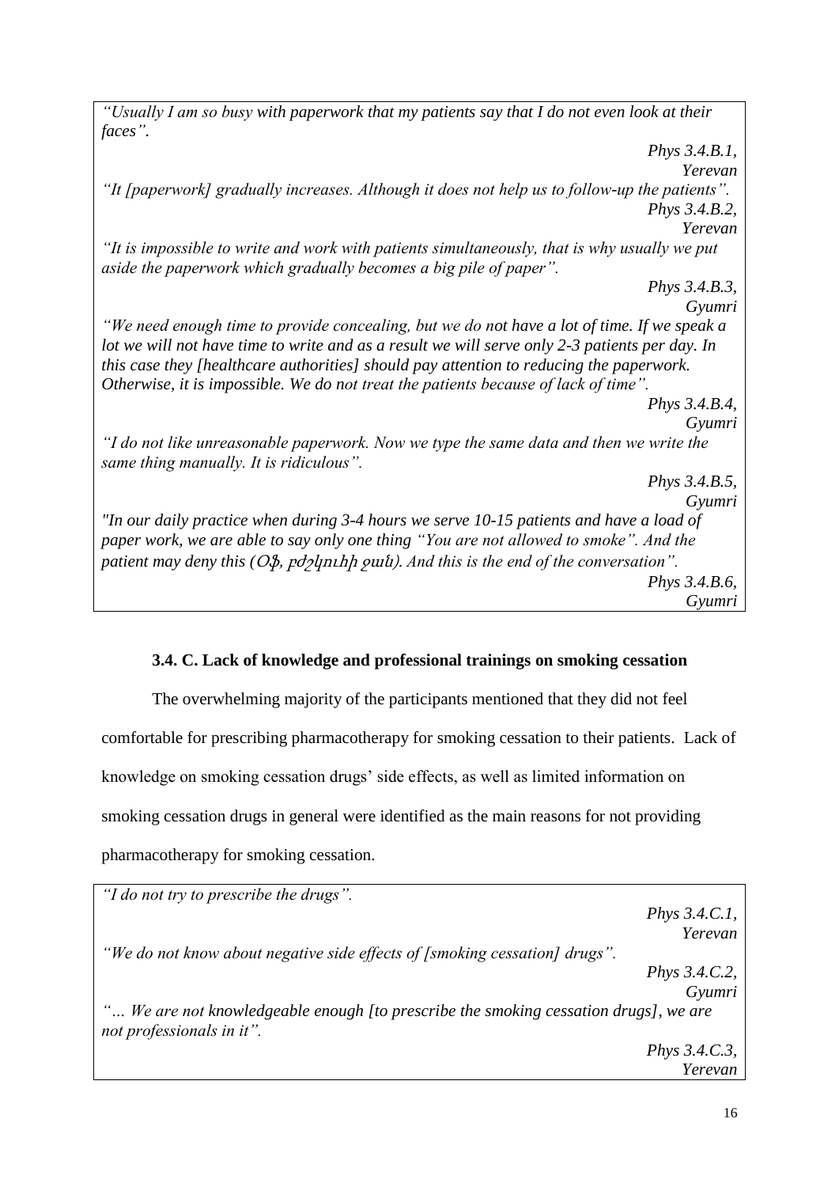*"Usually I am so busy with paperwork that my patients say that I do not even look at their faces".*

*Phys 3.4.B.1, Yerevan*

*"It [paperwork] gradually increases. Although it does not help us to follow-up the patients".*

*Phys 3.4.B.2, Yerevan*

*"It is impossible to write and work with patients simultaneously, that is why usually we put aside the paperwork which gradually becomes a big pile of paper".*

*Phys 3.4.B.3, Gyumri*

*"We need enough time to provide concealing, but we do not have a lot of time. If we speak a lot we will not have time to write and as a result we will serve only 2-3 patients per day. In this case they [healthcare authorities] should pay attention to reducing the paperwork. Otherwise, it is impossible. We do not treat the patients because of lack of time".*

*Phys 3.4.B.4, Gyumri*

*"I do not like unreasonable paperwork. Now we type the same data and then we write the same thing manually. It is ridiculous".*

*Phys 3.4.B.5, Gyumri*

*"In our daily practice when during 3-4 hours we serve 10-15 patients and have a load of paper work, we are able to say only one thing "You are not allowed to smoke". And the patient may deny this (Օֆ, բժշկուհի ջան). And this is the end of the conversation".*

*Phys 3.4.B.6, Gyumri*

### 3.4. C. Lack of knowledge and professional trainings on smoking cessation

The overwhelming majority of the participants mentioned that they did not feel comfortable for prescribing pharmacotherapy for smoking cessation to their patients. Lack of knowledge on smoking cessation drugs' side effects, as well as limited information on smoking cessation drugs in general were identified as the main reasons for not providing pharmacotherapy for smoking cessation.

*"I do not try to prescribe the drugs".*

*Phys 3.4.C.1, Yerevan*

*"We do not know about negative side effects of [smoking cessation] drugs".*

*Phys 3.4.C.2, Gyumri*

*"… We are not knowledgeable enough [to prescribe the smoking cessation drugs], we are not professionals in it".*

*Phys 3.4.C.3, Yerevan*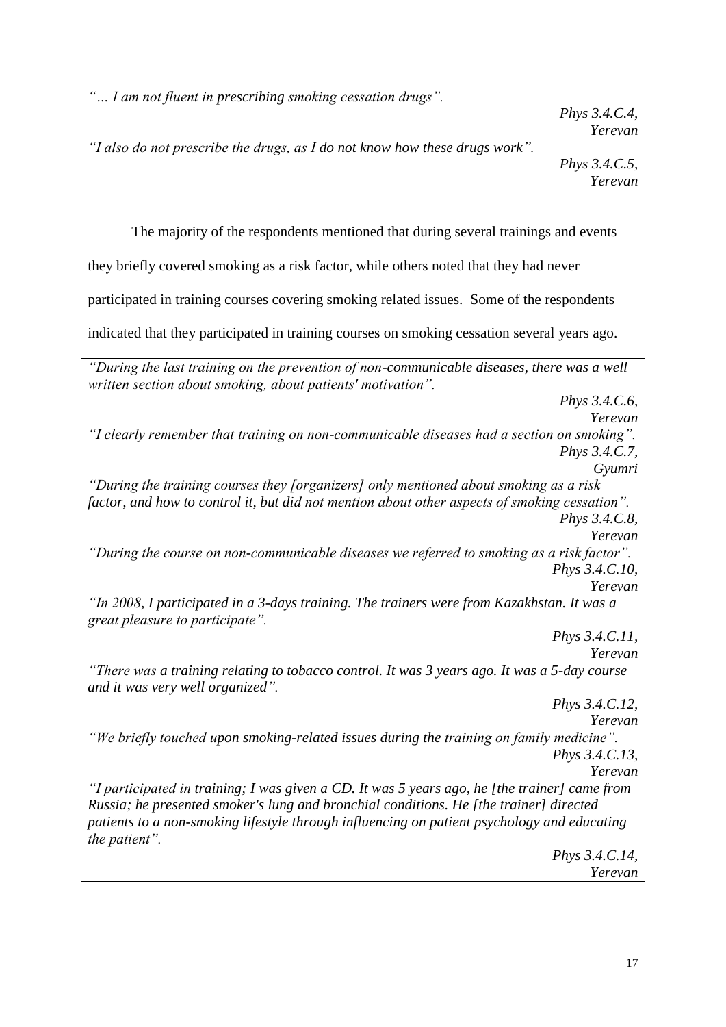*"… I am not fluent in prescribing smoking cessation drugs".*

*Phys 3.4.C.4, Yerevan*

*"I also do not prescribe the drugs, as I do not know how these drugs work".*

*Phys 3.4.C.5, Yerevan*

The majority of the respondents mentioned that during several trainings and events they briefly covered smoking as a risk factor, while others noted that they had never participated in training courses covering smoking related issues. Some of the respondents indicated that they participated in training courses on smoking cessation several years ago.

*"During the last training on the prevention of non-communicable diseases, there was a well written section about smoking, about patients' motivation".*

*Phys 3.4.C.6, Yerevan*

*"I clearly remember that training on non-communicable diseases had a section on smoking".*

*Phys 3.4.C.7, Gyumri*

*"During the training courses they [organizers] only mentioned about smoking as a risk factor, and how to control it, but did not mention about other aspects of smoking cessation".*

*Phys 3.4.C.8, Yerevan*

*"During the course on non-communicable diseases we referred to smoking as a risk factor".*

*Phys 3.4.C.10, Yerevan*

*"In 2008, I participated in a 3-days training. The trainers were from Kazakhstan. It was a great pleasure to participate".*

*Phys 3.4.C.11, Yerevan*

*"There was a training relating to tobacco control. It was 3 years ago. It was a 5-day course and it was very well organized".*

*Phys 3.4.C.12, Yerevan*

*"We briefly touched upon smoking-related issues during the training on family medicine".*

*Phys 3.4.C.13, Yerevan*

*"I participated in training; I was given a CD. It was 5 years ago, he [the trainer] came from Russia; he presented smoker's lung and bronchial conditions. He [the trainer] directed patients to a non-smoking lifestyle through influencing on patient psychology and educating the patient".*

*Phys 3.4.C.14, Yerevan*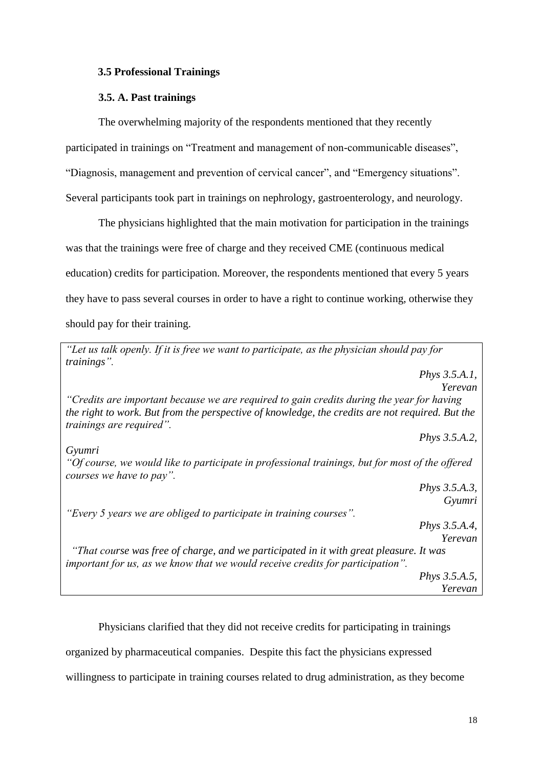### 3.5 Professional Trainings

#### 3.5. A. Past trainings

The overwhelming majority of the respondents mentioned that they recently participated in trainings on “Treatment and management of non-communicable diseases”, “Diagnosis, management and prevention of cervical cancer”, and “Emergency situations”. Several participants took part in trainings on nephrology, gastroenterology, and neurology.

The physicians highlighted that the main motivation for participation in the trainings was that the trainings were free of charge and they received CME (continuous medical education) credits for participation. Moreover, the respondents mentioned that every 5 years they have to pass several courses in order to have a right to continue working, otherwise they should pay for their training.

> *“Let us talk openly. If it is free we want to participate, as the physician should pay for trainings”.*
>
> *Phys 3.5.A.1, Yerevan*
>
> *“Credits are important because we are required to gain credits during the year for having the right to work. But from the perspective of knowledge, the credits are not required. But the trainings are required”.*
>
> *Phys 3.5.A.2, Gyumri*
>
> *“Of course, we would like to participate in professional trainings, but for most of the offered courses we have to pay”.*
>
> *Phys 3.5.A.3, Gyumri*
>
> *“Every 5 years we are obliged to participate in training courses”.*
>
> *Phys 3.5.A.4, Yerevan*
>
> *“That course was free of charge, and we participated in it with great pleasure. It was important for us, as we know that we would receive credits for participation”.*
>
> *Phys 3.5.A.5, Yerevan*

Physicians clarified that they did not receive credits for participating in trainings organized by pharmaceutical companies. Despite this fact the physicians expressed willingness to participate in training courses related to drug administration, as they become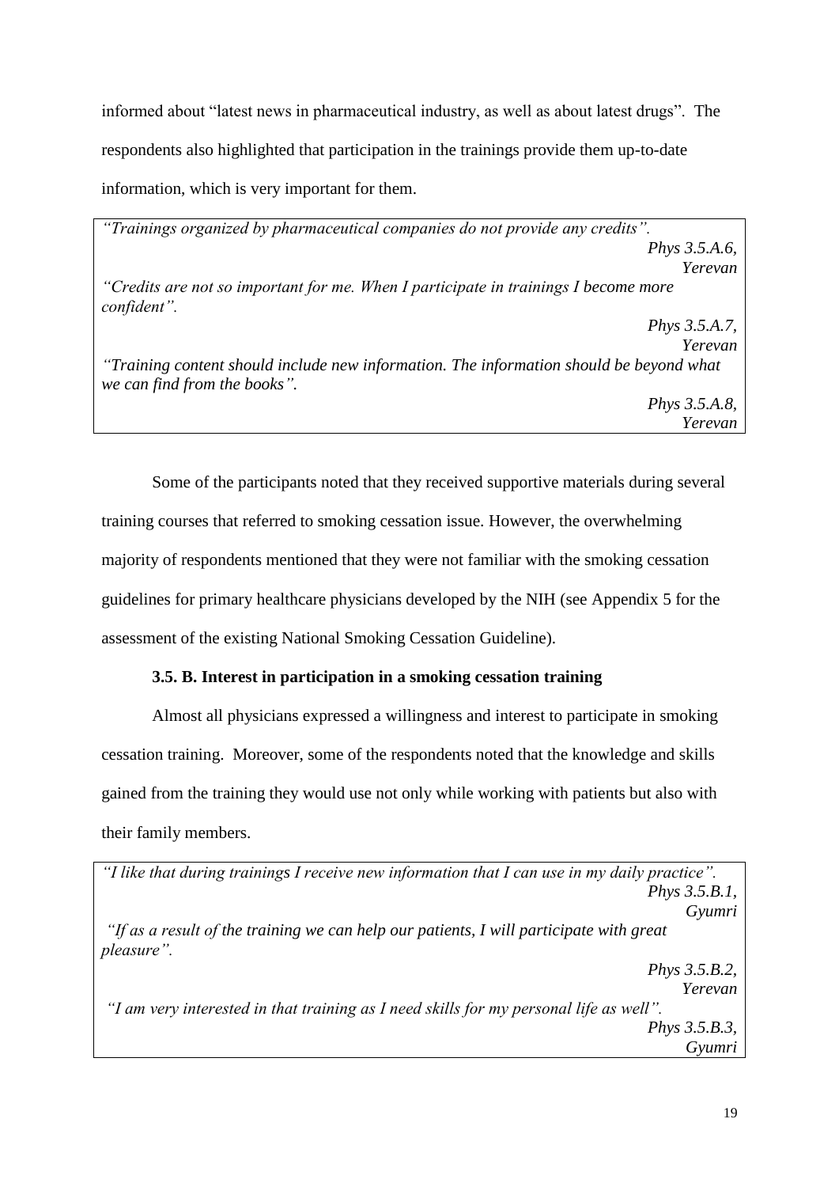informed about "latest news in pharmaceutical industry, as well as about latest drugs". The respondents also highlighted that participation in the trainings provide them up-to-date information, which is very important for them.

> *"Trainings organized by pharmaceutical companies do not provide any credits".*
>
> *Phys 3.5.A.6, Yerevan*
>
> *"Credits are not so important for me. When I participate in trainings I become more confident".*
>
> *Phys 3.5.A.7, Yerevan*
>
> *"Training content should include new information. The information should be beyond what we can find from the books".*
>
> *Phys 3.5.A.8, Yerevan*

Some of the participants noted that they received supportive materials during several training courses that referred to smoking cessation issue. However, the overwhelming majority of respondents mentioned that they were not familiar with the smoking cessation guidelines for primary healthcare physicians developed by the NIH (see Appendix 5 for the assessment of the existing National Smoking Cessation Guideline).

**3.5. B. Interest in participation in a smoking cessation training**

Almost all physicians expressed a willingness and interest to participate in smoking cessation training. Moreover, some of the respondents noted that the knowledge and skills gained from the training they would use not only while working with patients but also with their family members.

> *"I like that during trainings I receive new information that I can use in my daily practice".*
>
> *Phys 3.5.B.1, Gyumri*
>
> *"If as a result of the training we can help our patients, I will participate with great pleasure".*
>
> *Phys 3.5.B.2, Yerevan*
>
> *"I am very interested in that training as I need skills for my personal life as well".*
>
> *Phys 3.5.B.3, Gyumri*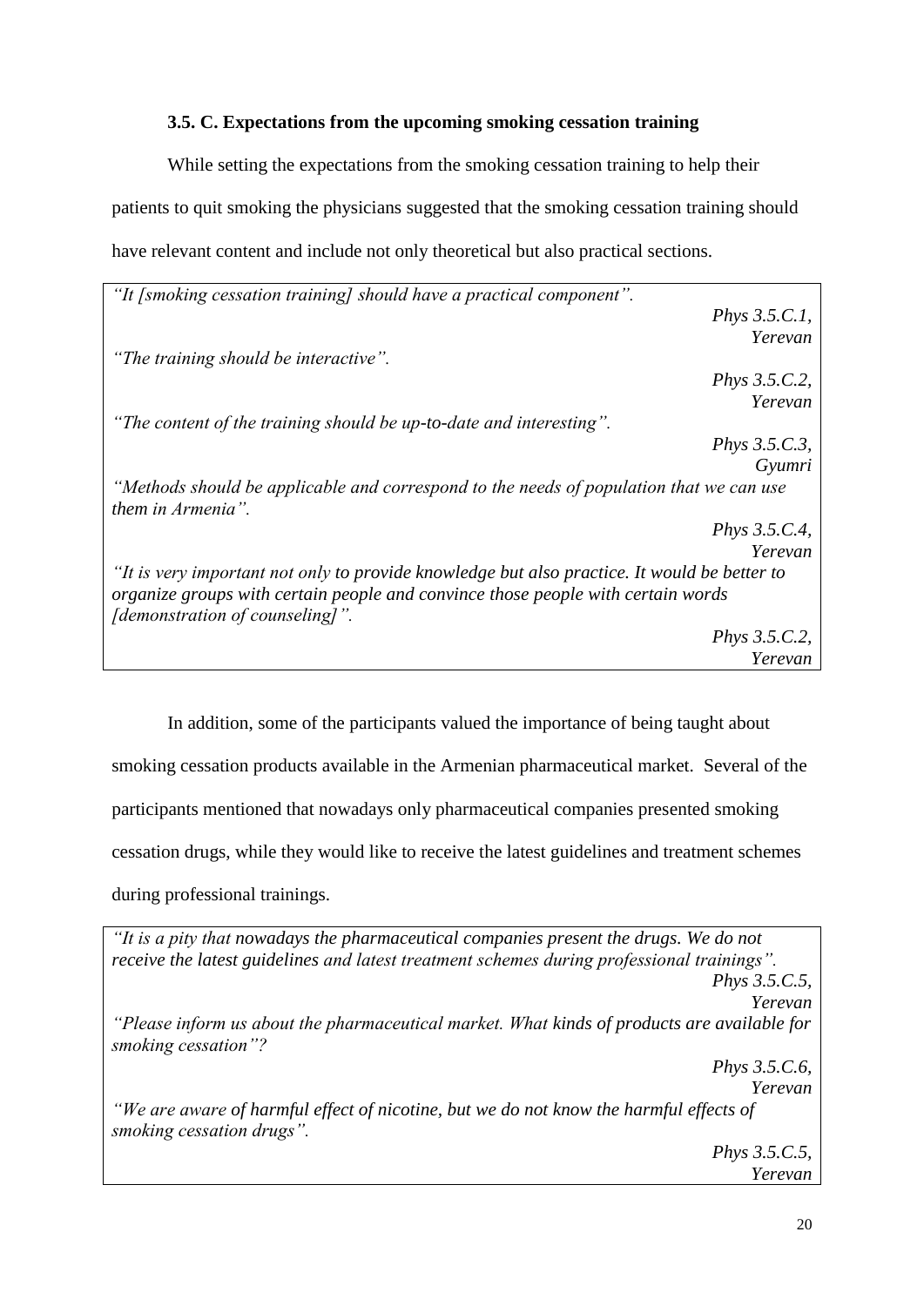### 3.5. C. Expectations from the upcoming smoking cessation training

While setting the expectations from the smoking cessation training to help their patients to quit smoking the physicians suggested that the smoking cessation training should have relevant content and include not only theoretical but also practical sections.

> *"It [smoking cessation training] should have a practical component".*
>
> *Phys 3.5.C.1, Yerevan*
>
> *"The training should be interactive".*
>
> *Phys 3.5.C.2, Yerevan*
>
> *"The content of the training should be up-to-date and interesting".*
>
> *Phys 3.5.C.3, Gyumri*
>
> *"Methods should be applicable and correspond to the needs of population that we can use them in Armenia".*
>
> *Phys 3.5.C.4, Yerevan*
>
> *"It is very important not only to provide knowledge but also practice. It would be better to organize groups with certain people and convince those people with certain words [demonstration of counseling]".*
>
> *Phys 3.5.C.2, Yerevan*

In addition, some of the participants valued the importance of being taught about smoking cessation products available in the Armenian pharmaceutical market. Several of the participants mentioned that nowadays only pharmaceutical companies presented smoking cessation drugs, while they would like to receive the latest guidelines and treatment schemes during professional trainings.

> *"It is a pity that nowadays the pharmaceutical companies present the drugs. We do not receive the latest guidelines and latest treatment schemes during professional trainings".*
>
> *Phys 3.5.C.5, Yerevan*
>
> *"Please inform us about the pharmaceutical market. What kinds of products are available for smoking cessation"?*
>
> *Phys 3.5.C.6, Yerevan*
>
> *"We are aware of harmful effect of nicotine, but we do not know the harmful effects of smoking cessation drugs".*
>
> *Phys 3.5.C.5, Yerevan*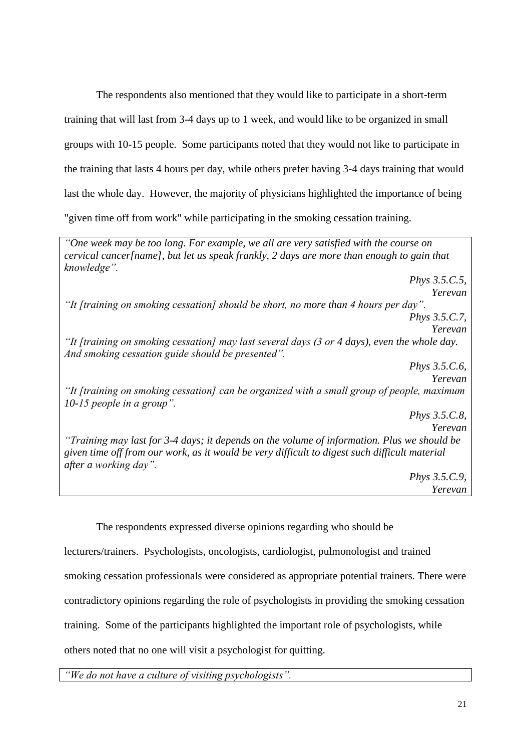The respondents also mentioned that they would like to participate in a short-term training that will last from 3-4 days up to 1 week, and would like to be organized in small groups with 10-15 people. Some participants noted that they would not like to participate in the training that lasts 4 hours per day, while others prefer having 3-4 days training that would last the whole day. However, the majority of physicians highlighted the importance of being "given time off from work" while participating in the smoking cessation training.

> *"One week may be too long. For example, we all are very satisfied with the course on cervical cancer[name], but let us speak frankly, 2 days are more than enough to gain that knowledge".*
>
> *Phys 3.5.C.5, Yerevan*
>
> *"It [training on smoking cessation] should be short, no more than 4 hours per day".*
>
> *Phys 3.5.C.7, Yerevan*
>
> *"It [training on smoking cessation] may last several days (3 or 4 days), even the whole day. And smoking cessation guide should be presented".*
>
> *Phys 3.5.C.6, Yerevan*
>
> *"It [training on smoking cessation] can be organized with a small group of people, maximum 10-15 people in a group".*
>
> *Phys 3.5.C.8, Yerevan*
>
> *"Training may last for 3-4 days; it depends on the volume of information. Plus we should be given time off from our work, as it would be very difficult to digest such difficult material after a working day".*
>
> *Phys 3.5.C.9, Yerevan*

The respondents expressed diverse opinions regarding who should be lecturers/trainers. Psychologists, oncologists, cardiologist, pulmonologist and trained smoking cessation professionals were considered as appropriate potential trainers. There were contradictory opinions regarding the role of psychologists in providing the smoking cessation training. Some of the participants highlighted the important role of psychologists, while others noted that no one will visit a psychologist for quitting.

> *"We do not have a culture of visiting psychologists".*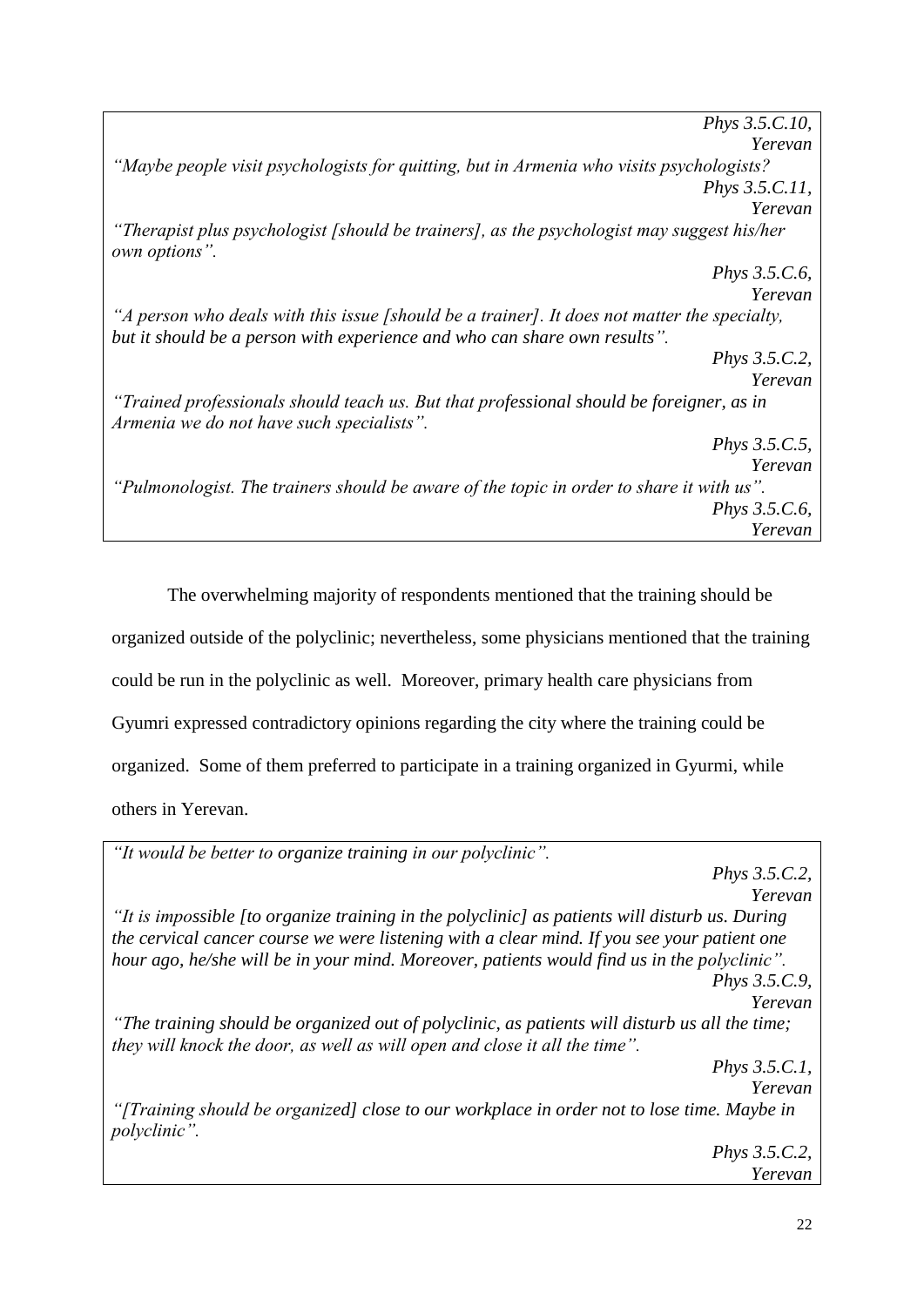*Phys 3.5.C.10, Yerevan*

*"Maybe people visit psychologists for quitting, but in Armenia who visits psychologists?*

*Phys 3.5.C.11, Yerevan*

*"Therapist plus psychologist [should be trainers], as the psychologist may suggest his/her own options".*

*Phys 3.5.C.6, Yerevan*

*"A person who deals with this issue [should be a trainer]. It does not matter the specialty, but it should be a person with experience and who can share own results".*

*Phys 3.5.C.2, Yerevan*

*"Trained professionals should teach us. But that professional should be foreigner, as in Armenia we do not have such specialists".*

*Phys 3.5.C.5, Yerevan*

*"Pulmonologist. The trainers should be aware of the topic in order to share it with us".*

*Phys 3.5.C.6, Yerevan*

The overwhelming majority of respondents mentioned that the training should be organized outside of the polyclinic; nevertheless, some physicians mentioned that the training could be run in the polyclinic as well. Moreover, primary health care physicians from Gyumri expressed contradictory opinions regarding the city where the training could be organized. Some of them preferred to participate in a training organized in Gyurmi, while others in Yerevan.

*"It would be better to organize training in our polyclinic".*

*Phys 3.5.C.2, Yerevan*

*"It is impossible [to organize training in the polyclinic] as patients will disturb us. During the cervical cancer course we were listening with a clear mind. If you see your patient one hour ago, he/she will be in your mind. Moreover, patients would find us in the polyclinic".*

*Phys 3.5.C.9, Yerevan*

*"The training should be organized out of polyclinic, as patients will disturb us all the time; they will knock the door, as well as will open and close it all the time".*

*Phys 3.5.C.1, Yerevan*

*"[Training should be organized] close to our workplace in order not to lose time. Maybe in polyclinic".*

*Phys 3.5.C.2, Yerevan*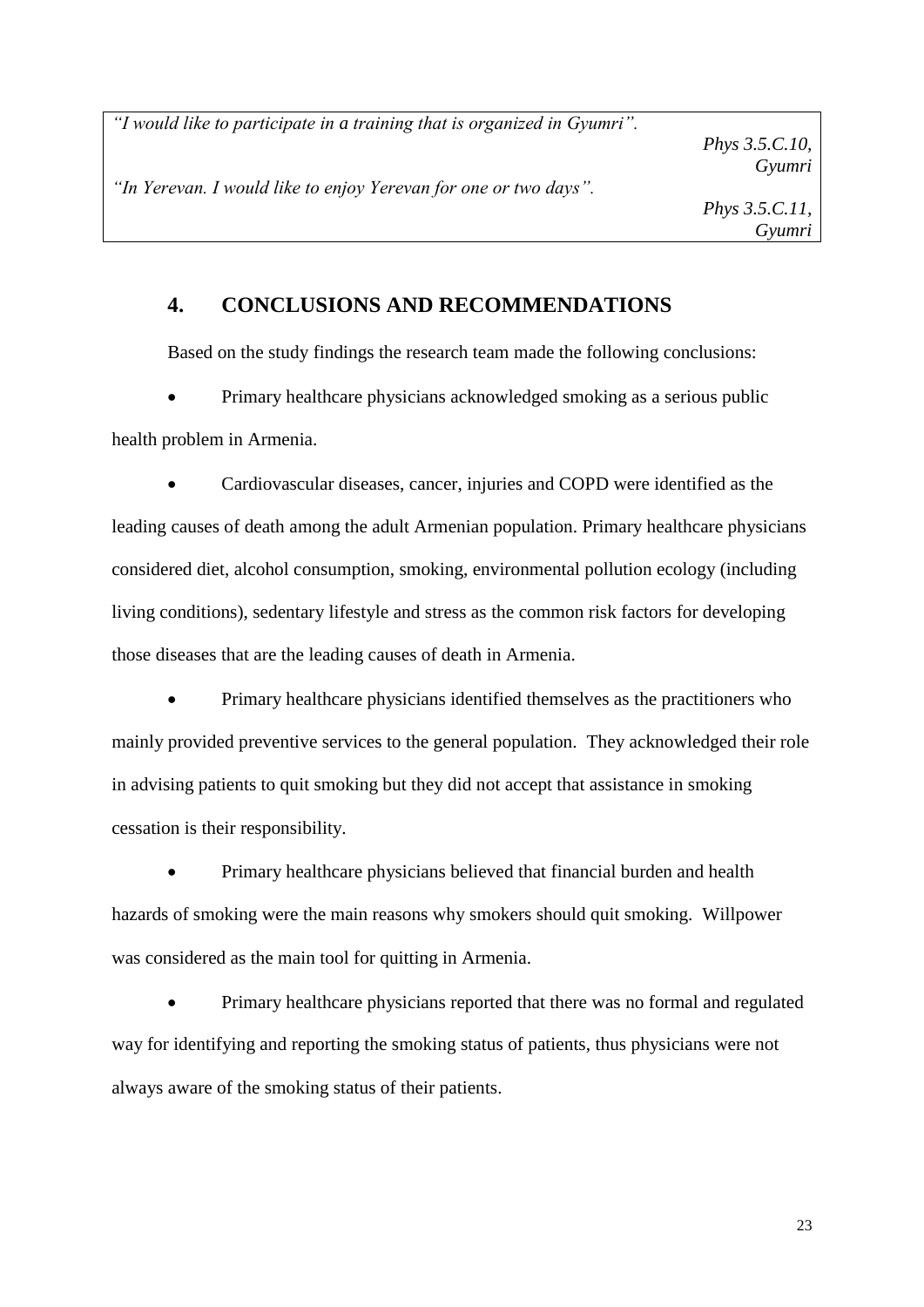*"I would like to participate in a training that is organized in Gyumri".*

*Phys 3.5.C.10, Gyumri*

*"In Yerevan. I would like to enjoy Yerevan for one or two days".*

*Phys 3.5.C.11, Gyumri*

## 4. CONCLUSIONS AND RECOMMENDATIONS

Based on the study findings the research team made the following conclusions:

- Primary healthcare physicians acknowledged smoking as a serious public health problem in Armenia.
- Cardiovascular diseases, cancer, injuries and COPD were identified as the leading causes of death among the adult Armenian population. Primary healthcare physicians considered diet, alcohol consumption, smoking, environmental pollution ecology (including living conditions), sedentary lifestyle and stress as the common risk factors for developing those diseases that are the leading causes of death in Armenia.
- Primary healthcare physicians identified themselves as the practitioners who mainly provided preventive services to the general population. They acknowledged their role in advising patients to quit smoking but they did not accept that assistance in smoking cessation is their responsibility.
- Primary healthcare physicians believed that financial burden and health hazards of smoking were the main reasons why smokers should quit smoking. Willpower was considered as the main tool for quitting in Armenia.
- Primary healthcare physicians reported that there was no formal and regulated way for identifying and reporting the smoking status of patients, thus physicians were not always aware of the smoking status of their patients.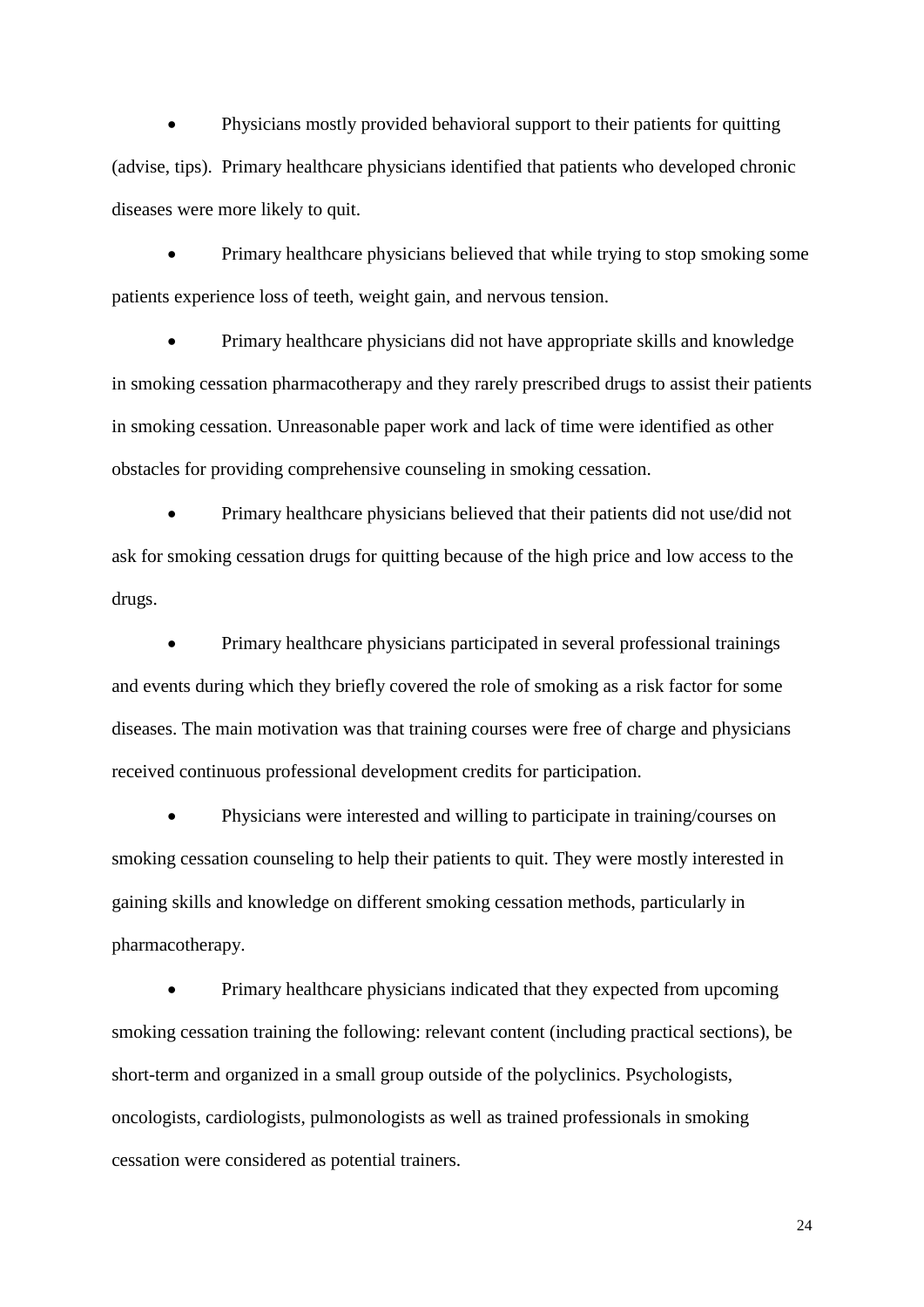- Physicians mostly provided behavioral support to their patients for quitting (advise, tips). Primary healthcare physicians identified that patients who developed chronic diseases were more likely to quit.

- Primary healthcare physicians believed that while trying to stop smoking some patients experience loss of teeth, weight gain, and nervous tension.

- Primary healthcare physicians did not have appropriate skills and knowledge in smoking cessation pharmacotherapy and they rarely prescribed drugs to assist their patients in smoking cessation. Unreasonable paper work and lack of time were identified as other obstacles for providing comprehensive counseling in smoking cessation.

- Primary healthcare physicians believed that their patients did not use/did not ask for smoking cessation drugs for quitting because of the high price and low access to the drugs.

- Primary healthcare physicians participated in several professional trainings and events during which they briefly covered the role of smoking as a risk factor for some diseases. The main motivation was that training courses were free of charge and physicians received continuous professional development credits for participation.

- Physicians were interested and willing to participate in training/courses on smoking cessation counseling to help their patients to quit. They were mostly interested in gaining skills and knowledge on different smoking cessation methods, particularly in pharmacotherapy.

- Primary healthcare physicians indicated that they expected from upcoming smoking cessation training the following: relevant content (including practical sections), be short-term and organized in a small group outside of the polyclinics. Psychologists, oncologists, cardiologists, pulmonologists as well as trained professionals in smoking cessation were considered as potential trainers.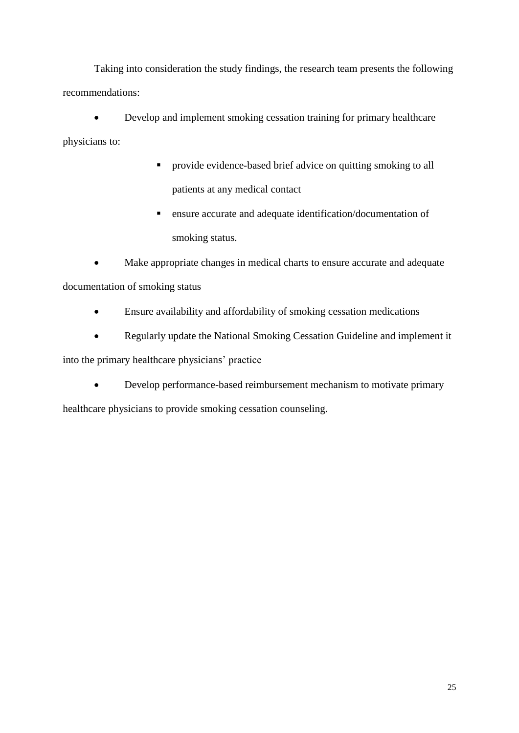Taking into consideration the study findings, the research team presents the following recommendations:

- Develop and implement smoking cessation training for primary healthcare physicians to:
    - provide evidence-based brief advice on quitting smoking to all patients at any medical contact
    - ensure accurate and adequate identification/documentation of smoking status.
- Make appropriate changes in medical charts to ensure accurate and adequate documentation of smoking status
- Ensure availability and affordability of smoking cessation medications
- Regularly update the National Smoking Cessation Guideline and implement it into the primary healthcare physicians' practice
- Develop performance-based reimbursement mechanism to motivate primary healthcare physicians to provide smoking cessation counseling.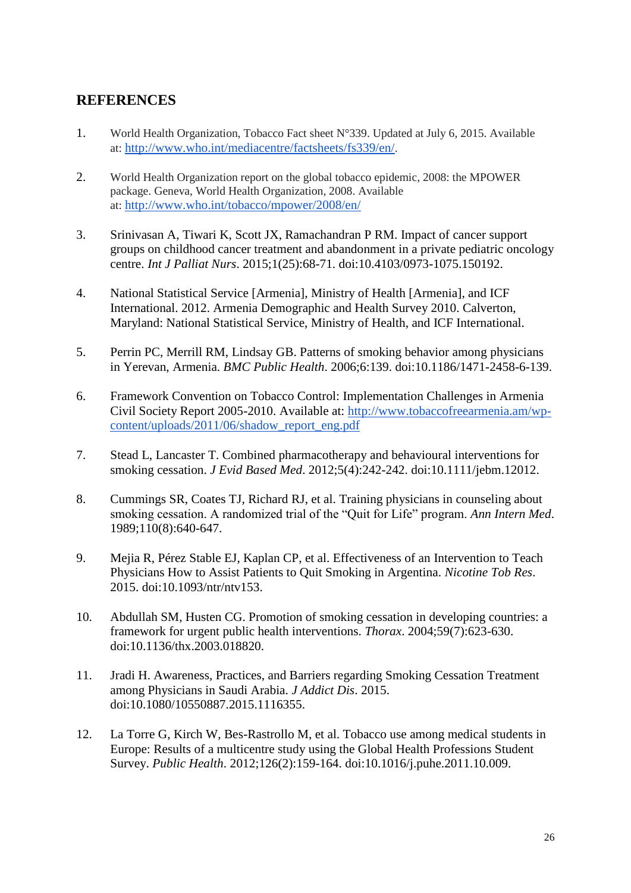## REFERENCES

1. World Health Organization, Tobacco Fact sheet N°339. Updated at July 6, 2015. Available at: http://www.who.int/mediacentre/factsheets/fs339/en/.

2. World Health Organization report on the global tobacco epidemic, 2008: the MPOWER package. Geneva, World Health Organization, 2008. Available at: http://www.who.int/tobacco/mpower/2008/en/

3. Srinivasan A, Tiwari K, Scott JX, Ramachandran P RM. Impact of cancer support groups on childhood cancer treatment and abandonment in a private pediatric oncology centre. *Int J Palliat Nurs*. 2015;1(25):68-71. doi:10.4103/0973-1075.150192.

4. National Statistical Service [Armenia], Ministry of Health [Armenia], and ICF International. 2012. Armenia Demographic and Health Survey 2010. Calverton, Maryland: National Statistical Service, Ministry of Health, and ICF International.

5. Perrin PC, Merrill RM, Lindsay GB. Patterns of smoking behavior among physicians in Yerevan, Armenia. *BMC Public Health*. 2006;6:139. doi:10.1186/1471-2458-6-139.

6. Framework Convention on Tobacco Control: Implementation Challenges in Armenia Civil Society Report 2005-2010. Available at: http://www.tobaccofreearmenia.am/wp-content/uploads/2011/06/shadow_report_eng.pdf

7. Stead L, Lancaster T. Combined pharmacotherapy and behavioural interventions for smoking cessation. *J Evid Based Med*. 2012;5(4):242-242. doi:10.1111/jebm.12012.

8. Cummings SR, Coates TJ, Richard RJ, et al. Training physicians in counseling about smoking cessation. A randomized trial of the "Quit for Life" program. *Ann Intern Med*. 1989;110(8):640-647.

9. Mejia R, Pérez Stable EJ, Kaplan CP, et al. Effectiveness of an Intervention to Teach Physicians How to Assist Patients to Quit Smoking in Argentina. *Nicotine Tob Res*. 2015. doi:10.1093/ntr/ntv153.

10. Abdullah SM, Husten CG. Promotion of smoking cessation in developing countries: a framework for urgent public health interventions. *Thorax*. 2004;59(7):623-630. doi:10.1136/thx.2003.018820.

11. Jradi H. Awareness, Practices, and Barriers regarding Smoking Cessation Treatment among Physicians in Saudi Arabia. *J Addict Dis*. 2015. doi:10.1080/10550887.2015.1116355.

12. La Torre G, Kirch W, Bes-Rastrollo M, et al. Tobacco use among medical students in Europe: Results of a multicentre study using the Global Health Professions Student Survey. *Public Health*. 2012;126(2):159-164. doi:10.1016/j.puhe.2011.10.009.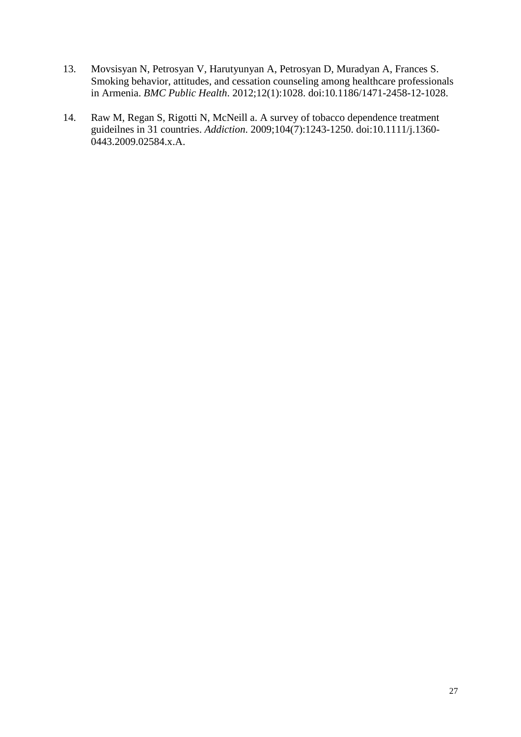13. Movsisyan N, Petrosyan V, Harutyunyan A, Petrosyan D, Muradyan A, Frances S. Smoking behavior, attitudes, and cessation counseling among healthcare professionals in Armenia. *BMC Public Health*. 2012;12(1):1028. doi:10.1186/1471-2458-12-1028.

14. Raw M, Regan S, Rigotti N, McNeill a. A survey of tobacco dependence treatment guideilnes in 31 countries. *Addiction*. 2009;104(7):1243-1250. doi:10.1111/j.1360-0443.2009.02584.x.A.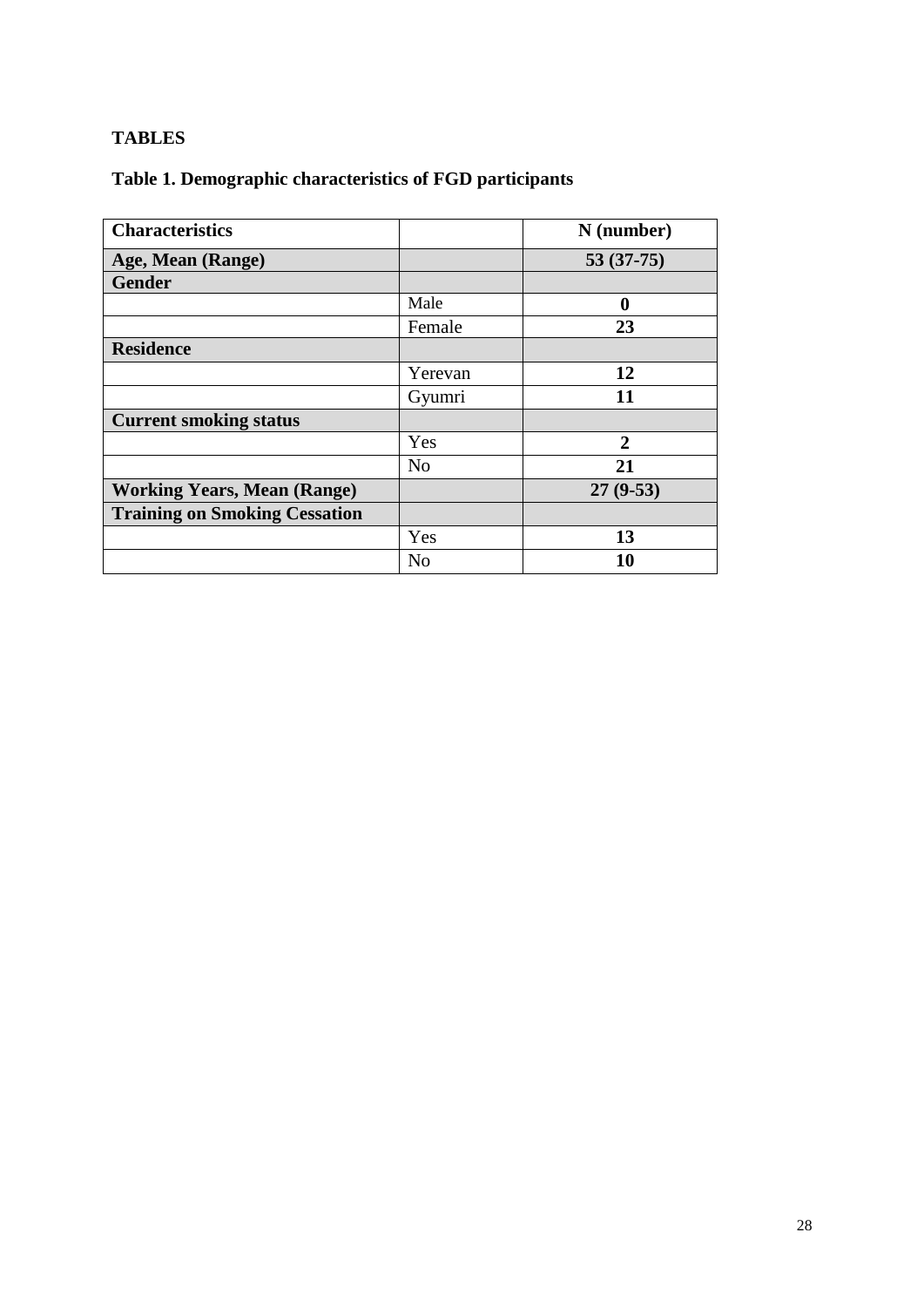**TABLES**

**Table 1. Demographic characteristics of FGD participants**

| Characteristics | | N (number) |
|---|---|---|
| **Age, Mean (Range)** | | **53 (37-75)** |
| **Gender** | | |
| | Male | **0** |
| | Female | **23** |
| **Residence** | | |
| | Yerevan | **12** |
| | Gyumri | **11** |
| **Current smoking status** | | |
| | Yes | **2** |
| | No | **21** |
| **Working Years, Mean (Range)** | | **27 (9-53)** |
| **Training on Smoking Cessation** | | |
| | Yes | **13** |
| | No | **10** |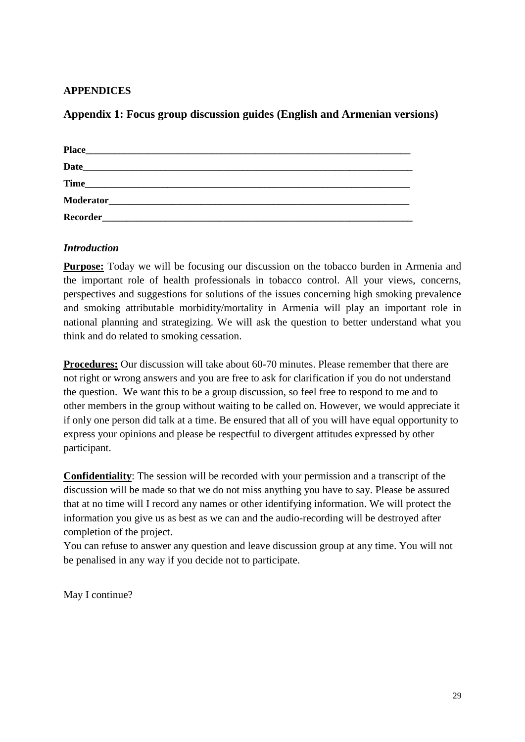# APPENDICES

## Appendix 1: Focus group discussion guides (English and Armenian versions)

**Place**\_\_\_\_\_\_\_\_\_\_\_\_\_\_\_\_\_\_\_\_\_\_\_\_\_\_\_\_\_\_\_\_\_\_\_\_\_\_\_\_\_\_\_\_\_\_\_\_\_\_\_\_\_\_\_\_\_\_\_\_\_\_\_\_\_\_

**Date**\_\_\_\_\_\_\_\_\_\_\_\_\_\_\_\_\_\_\_\_\_\_\_\_\_\_\_\_\_\_\_\_\_\_\_\_\_\_\_\_\_\_\_\_\_\_\_\_\_\_\_\_\_\_\_\_\_\_\_\_\_\_\_\_\_\_\_

**Time**\_\_\_\_\_\_\_\_\_\_\_\_\_\_\_\_\_\_\_\_\_\_\_\_\_\_\_\_\_\_\_\_\_\_\_\_\_\_\_\_\_\_\_\_\_\_\_\_\_\_\_\_\_\_\_\_\_\_\_\_\_\_\_\_\_\_

**Moderator**\_\_\_\_\_\_\_\_\_\_\_\_\_\_\_\_\_\_\_\_\_\_\_\_\_\_\_\_\_\_\_\_\_\_\_\_\_\_\_\_\_\_\_\_\_\_\_\_\_\_\_\_\_\_\_\_\_\_\_\_\_

**Recorder**\_\_\_\_\_\_\_\_\_\_\_\_\_\_\_\_\_\_\_\_\_\_\_\_\_\_\_\_\_\_\_\_\_\_\_\_\_\_\_\_\_\_\_\_\_\_\_\_\_\_\_\_\_\_\_\_\_\_\_\_\_\_\_

### *Introduction*

**Purpose:** Today we will be focusing our discussion on the tobacco burden in Armenia and the important role of health professionals in tobacco control. All your views, concerns, perspectives and suggestions for solutions of the issues concerning high smoking prevalence and smoking attributable morbidity/mortality in Armenia will play an important role in national planning and strategizing. We will ask the question to better understand what you think and do related to smoking cessation.

**Procedures:** Our discussion will take about 60-70 minutes. Please remember that there are not right or wrong answers and you are free to ask for clarification if you do not understand the question. We want this to be a group discussion, so feel free to respond to me and to other members in the group without waiting to be called on. However, we would appreciate it if only one person did talk at a time. Be ensured that all of you will have equal opportunity to express your opinions and please be respectful to divergent attitudes expressed by other participant.

**Confidentiality**: The session will be recorded with your permission and a transcript of the discussion will be made so that we do not miss anything you have to say. Please be assured that at no time will I record any names or other identifying information. We will protect the information you give us as best as we can and the audio-recording will be destroyed after completion of the project.

You can refuse to answer any question and leave discussion group at any time. You will not be penalised in any way if you decide not to participate.

May I continue?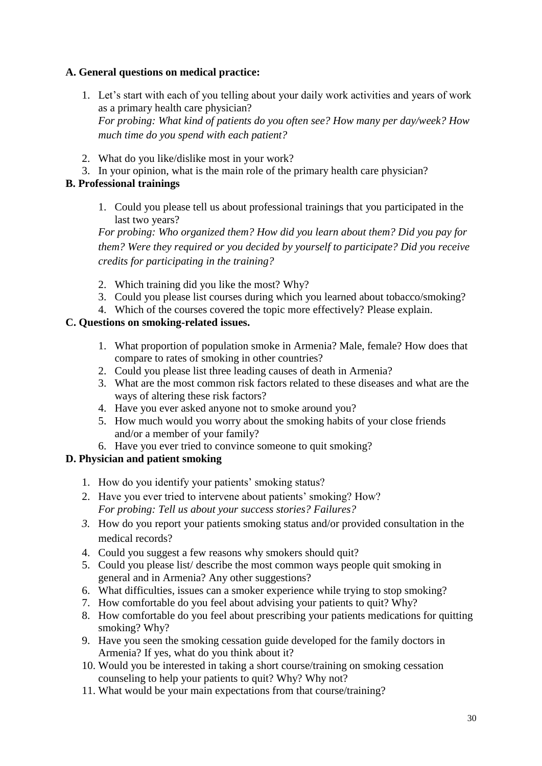**A. General questions on medical practice:**

1. Let's start with each of you telling about your daily work activities and years of work as a primary health care physician?
   *For probing: What kind of patients do you often see? How many per day/week? How much time do you spend with each patient?*
2. What do you like/dislike most in your work?
3. In your opinion, what is the main role of the primary health care physician?

**B. Professional trainings**

1. Could you please tell us about professional trainings that you participated in the last two years?
   *For probing: Who organized them? How did you learn about them? Did you pay for them? Were they required or you decided by yourself to participate? Did you receive credits for participating in the training?*
2. Which training did you like the most? Why?
3. Could you please list courses during which you learned about tobacco/smoking?
4. Which of the courses covered the topic more effectively? Please explain.

**C. Questions on smoking-related issues.**

1. What proportion of population smoke in Armenia? Male, female? How does that compare to rates of smoking in other countries?
2. Could you please list three leading causes of death in Armenia?
3. What are the most common risk factors related to these diseases and what are the ways of altering these risk factors?
4. Have you ever asked anyone not to smoke around you?
5. How much would you worry about the smoking habits of your close friends and/or a member of your family?
6. Have you ever tried to convince someone to quit smoking?

**D. Physician and patient smoking**

1. How do you identify your patients' smoking status?
2. Have you ever tried to intervene about patients' smoking? How?
   *For probing: Tell us about your success stories? Failures?*
3. How do you report your patients smoking status and/or provided consultation in the medical records?
4. Could you suggest a few reasons why smokers should quit?
5. Could you please list/ describe the most common ways people quit smoking in general and in Armenia? Any other suggestions?
6. What difficulties, issues can a smoker experience while trying to stop smoking?
7. How comfortable do you feel about advising your patients to quit? Why?
8. How comfortable do you feel about prescribing your patients medications for quitting smoking? Why?
9. Have you seen the smoking cessation guide developed for the family doctors in Armenia? If yes, what do you think about it?
10. Would you be interested in taking a short course/training on smoking cessation counseling to help your patients to quit? Why? Why not?
11. What would be your main expectations from that course/training?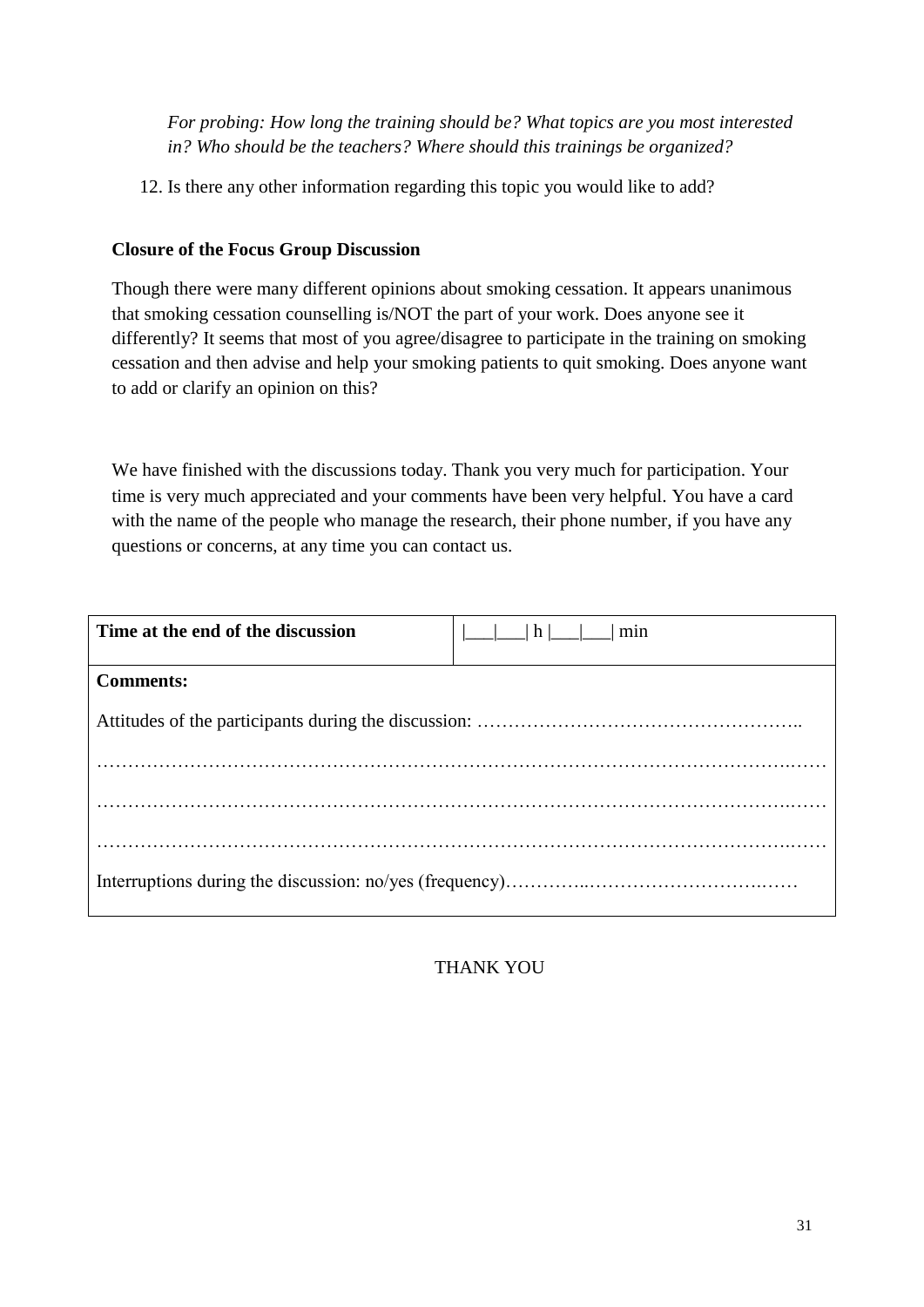*For probing: How long the training should be? What topics are you most interested in? Who should be the teachers? Where should this trainings be organized?*

12. Is there any other information regarding this topic you would like to add?

**Closure of the Focus Group Discussion**

Though there were many different opinions about smoking cessation. It appears unanimous that smoking cessation counselling is/NOT the part of your work. Does anyone see it differently? It seems that most of you agree/disagree to participate in the training on smoking cessation and then advise and help your smoking patients to quit smoking. Does anyone want to add or clarify an opinion on this?

We have finished with the discussions today. Thank you very much for participation. Your time is very much appreciated and your comments have been very helpful. You have a card with the name of the people who manage the research, their phone number, if you have any questions or concerns, at any time you can contact us.

| **Time at the end of the discussion** | \|\_\_\_\|\_\_\_\| h \|\_\_\_\|\_\_\_\| min |
|---|---|
| **Comments:**<br>Attitudes of the participants during the discussion: ……………………………………………..<br>……………………………………………………………………………………………….……<br>……………………………………………………………………………………………….……<br>……………………………………………………………………………………………….……<br>Interruptions during the discussion: no/yes (frequency)…………..…………………………..…… | |

THANK YOU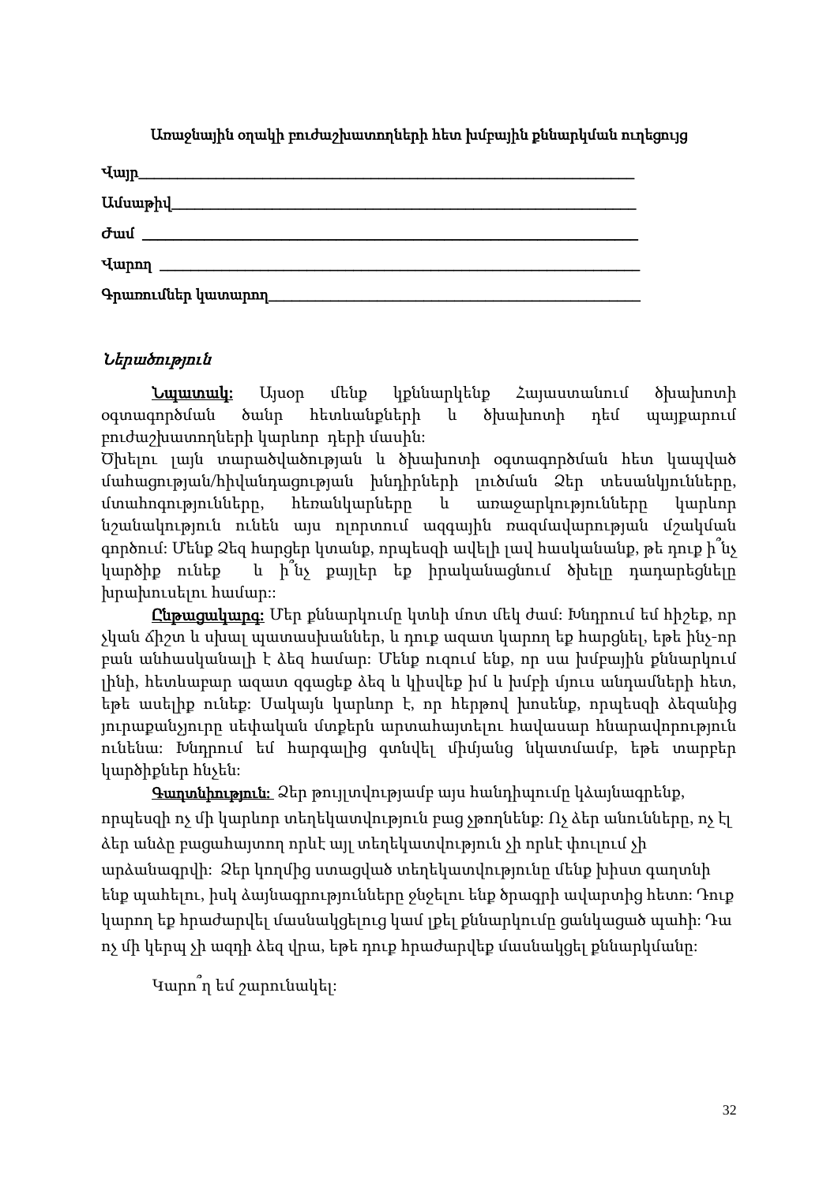Առաջնային օղակի բուժաշխատողների հետ խմբային քննարկման ուղեցույց

Վայր_______________________________________________________________

Ամսաթիվ____________________________________________________________

Ժամ _______________________________________________________________

Վարող _____________________________________________________________

Գրառումներ կատարող__________________________________________________

*Ներածություն*

**Նպատակ:** Այսօր մենք կքննարկենք Հայաստանում ծխախոտի օգտագործման ծանր հետևանքների և ծխախոտի դեմ պայքարում բուժաշխատողների կարևոր դերի մասին:
Ծխելու լայն տարածվածության և ծխախոտի օգտագործման հետ կապված մահացության/հիվանդացության խնդիրների լուծման Ձեր տեսանկյունները, մտահոգությունները, հեռանկարները և առաջարկությունները կարևոր նշանակություն ունեն այս ոլորտում ազգային ռազմավարության մշակման գործում: Մենք Ձեզ հարցեր կտանք, որպեսզի ավելի լավ հասկանանք, թե դուք ի՞նչ կարծիք ունեք և ի՞նչ քայլեր եք իրականացնում ծխելը դադարեցնելը խրախուսելու համար::

**Ընթացակարգ:** Մեր քննարկումը կտևի մոտ մեկ ժամ: Խնդրում եմ հիշեք, որ չկան ճիշտ և սխալ պատասխաններ, և դուք ազատ կարող եք հարցնել, եթե ինչ-որ բան անհասկանալի է ձեզ համար: Մենք ուզում ենք, որ սա խմբային քննարկում լինի, հետևաբար ազատ զգացեք ձեզ և կիսվեք իմ և խմբի մյուս անդամների հետ, եթե ասելիք ունեք: Սակայն կարևոր է, որ հերթով խոսենք, որպեսզի ձեզանից յուրաքանչյուրը սեփական մտքերն արտահայտելու հավասար հնարավորություն ունենա: Խնդրում եմ հարգալից գտնվել միմյանց նկատմամբ, եթե տարբեր կարծիքներ հնչեն:

**Գաղտնիություն:** Ձեր թույլտվությամբ այս հանդիպումը կձայնագրենք, որպեսզի ոչ մի կարևոր տեղեկատվություն բաց չթողնենք: Ոչ ձեր անունները, ոչ էլ ձեր անձը բացահայտող որևէ այլ տեղեկատվություն չի որևէ փուլում չի արձանագրվի: Ձեր կողմից ստացված տեղեկատվությունը մենք խիստ գաղտնի ենք պահելու, իսկ ձայնագրությունները ջնջելու ենք ծրագրի ավարտից հետո: Դուք կարող եք հրաժարվել մասնակցելուց կամ լքել քննարկումը ցանկացած պահի: Դա ոչ մի կերպ չի ազդի ձեզ վրա, եթե դուք հրաժարվեք մասնակցել քննարկմանը:

Կարո՞ղ եմ շարունակել: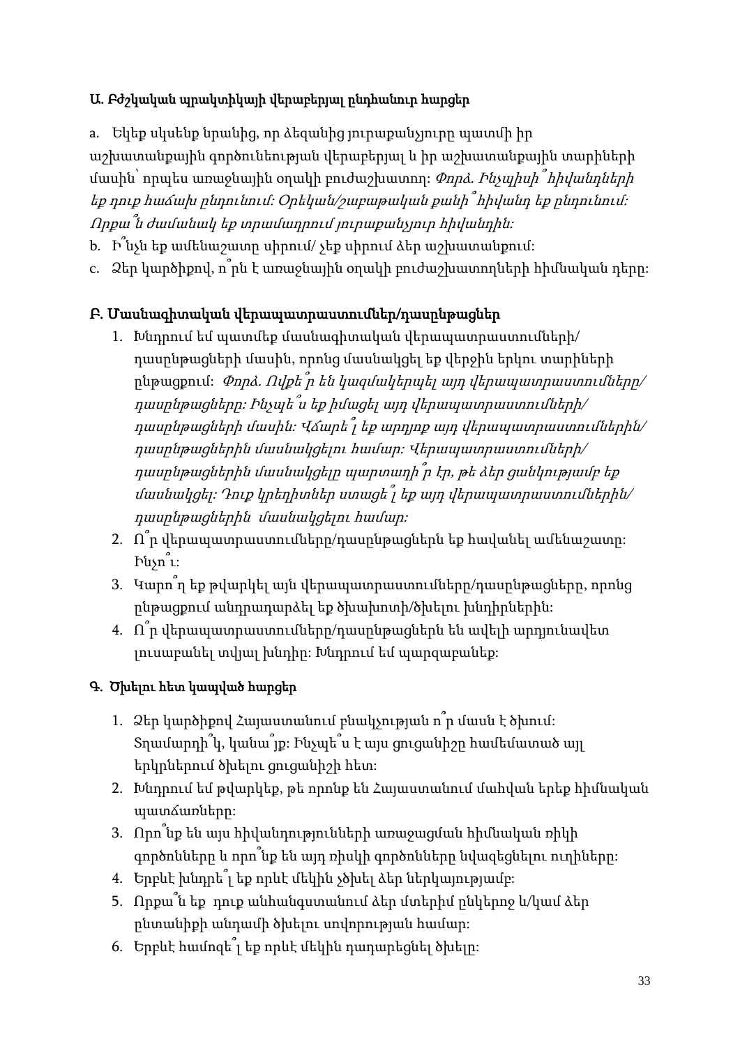### Ա. Բժշկական պրակտիկայի վերաբերյալ ընդհանուր հարցեր

a. Եկեք սկսենք նրանից, որ ձեզանից յուրաքանչյուրը պատմի իր աշխատանքային գործունեության վերաբերյալ և իր աշխատանքային տարիների մասին՝ որպես առաջնային օղակի բուժաշխատող: *Փորձ. Ինչպիսի՞ հիվանդների եք դուք հաճախ ընդունում: Օրեկան/շաբաթական քանի՞ հիվանդ եք ընդունում: Որքա՞ն ժամանակ եք տրամադրում յուրաքանչյուր հիվանդին:*

b. Ի՞նչն եք ամենաշատը սիրում/ չեք սիրում ձեր աշխատանքում:

c. Ձեր կարծիքով, ո՞րն է առաջնային օղակի բուժաշխատողների հիմնական դերը:

### Բ. Մասնագիտական վերապատրաստումներ/դասընթացներ

1. Խնդրում եմ պատմեք մասնագիտական վերապատրաստումների/ դասընթացների մասին, որոնց մասնակցել եք վերջին երկու տարիների ընթացքում: *Փորձ. Ովքե՞ր են կազմակերպել այդ վերապատրաստումները/ դասընթացները: Ինչպե՞ս եք իմացել այդ վերապատրաստումների/ դասընթացների մասին: Վճարե՞լ եք արդյոք այդ վերապատրաստումներին/ դասընթացներին մասնակցելու համար: Վերապատրաստումների/ դասընթացներին մասնակցելը պարտադի՞ր էր, թե ձեր ցանկությամբ եք մասնակցել: Դուք կրեդիտներ ստացե՞լ եք այդ վերապատրաստումներին/ դասընթացներին մասնակցելու համար:*
2. Ո՞ր վերապատրաստումները/դասընթացներն եք հավանել ամենաշատը: Ինչո՞ւ:
3. Կարո՞ղ եք թվարկել այն վերապատրաստումները/դասընթացները, որոնց ընթացքում անդրադարձել եք ծխախոտի/ծխելու խնդիրներին:
4. Ո՞ր վերապատրաստումները/դասընթացներն են ավելի արդյունավետ լուսաբանել տվյալ խնդիրը: Խնդրում եմ պարզաբանեք:

### Գ. Ծխելու հետ կապված հարցեր

1. Ձեր կարծիքով Հայաստանում բնակչության ո՞ր մասն է ծխում: Տղամարդի՞կ, կանա՞յք: Ինչպե՞ս է այս ցուցանիշը համեմատած այլ երկրներում ծխելու ցուցանիշի հետ:
2. Խնդրում եմ թվարկեք, թե որոնք են Հայաստանում մահվան երեք հիմնական պատճառները:
3. Որո՞նք են այս հիվանդությունների առաջացման հիմնական ռիսկի գործոնները և որո՞նք են այդ ռիսկի գործոնները նվազեցնելու ուղիները:
4. Երբևէ խնդրե՞լ եք որևէ մեկին չծխել ձեր ներկայությամբ:
5. Որքա՞ն եք դուք անհանգստանում ձեր մտերիմ ընկերոջ և/կամ ձեր ընտանիքի անդամի ծխելու սովորության համար:
6. Երբևէ համոզե՞լ եք որևէ մեկին դադարեցնել ծխելը: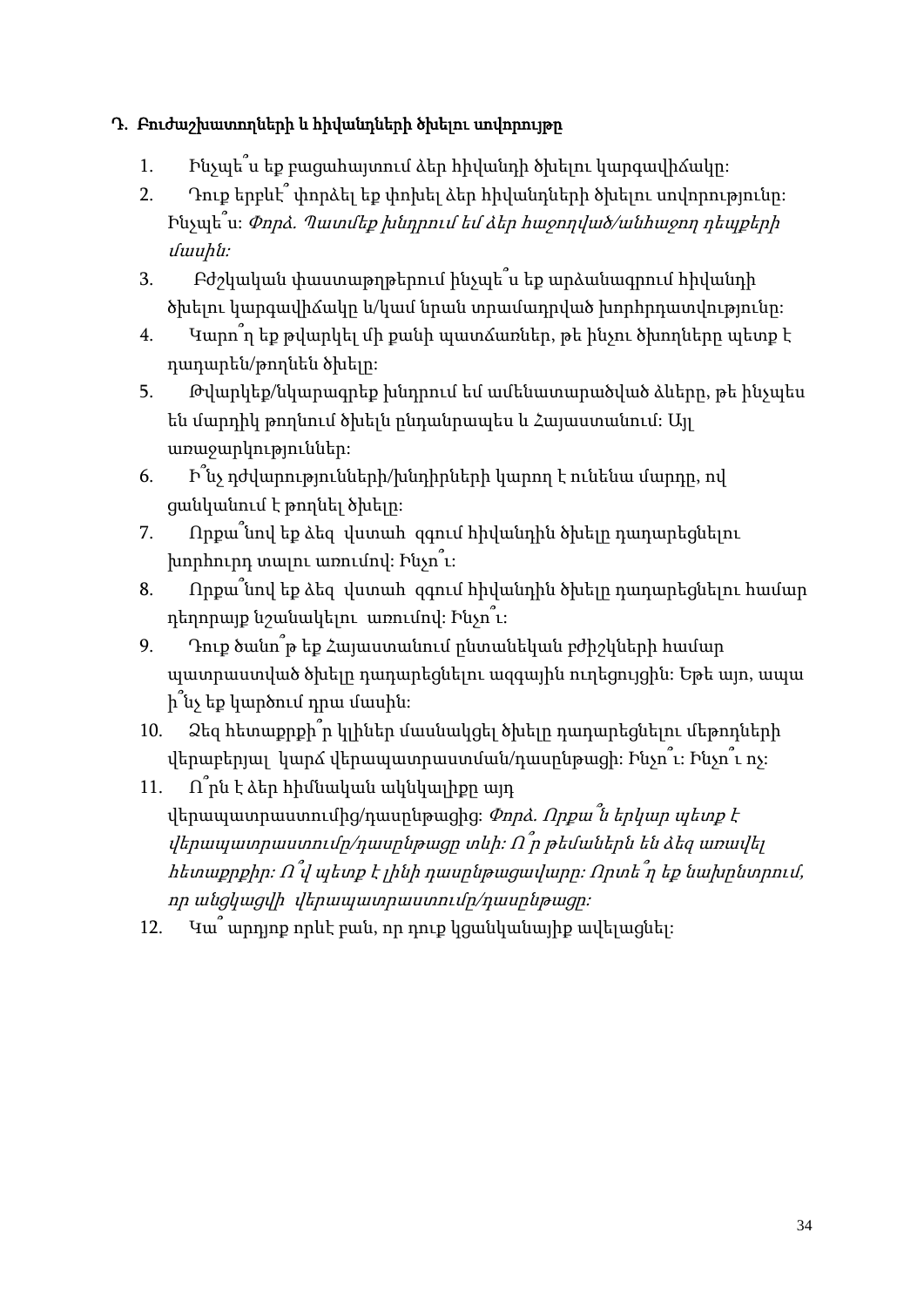**Դ. Բուժաշխատողների և հիվանդների ծխելու սովորույթը**

1. Ինչպե՞ս եք բացահայտում ձեր հիվանդի ծխելու կարգավիճակը:
2. Դուք երբևէ՞ փորձել եք փոխել ձեր հիվանդների ծխելու սովորությունը: Ինչպե՞ս: *Փորձ. Պատմեք խնդրում եմ ձեր հաջողված/անհաջող դեպքերի մասին:*
3. Բժշկական փաստաթղթերում ինչպե՞ս եք արձանագրում հիվանդի ծխելու կարգավիճակը և/կամ նրան տրամադրված խորհրդատվությունը:
4. Կարո՞ղ եք թվարկել մի քանի պատճառներ, թե ինչու ծխողները պետք է դադարեն/թողնեն ծխելը:
5. Թվարկեք/նկարագրեք խնդրում եմ ամենատարածված ձևերը, թե ինչպես են մարդիկ թողնում ծխելն ընդանրապես և Հայաստանում: Այլ առաջարկություններ:
6. Ի՞նչ դժվարությունների/խնդիրների կարող է ունենա մարդը, ով ցանկանում է թողնել ծխելը:
7. Որքա՞նով եք ձեզ վստահ զգում հիվանդին ծխելը դադարեցնելու խորհուրդ տալու առումով: Ինչո՞ւ:
8. Որքա՞նով եք ձեզ վստահ զգում հիվանդին ծխելը դադարեցնելու համար դեղորայք նշանակելու առումով: Ինչո՞ւ:
9. Դուք ծանո՞թ եք Հայաստանում ընտանեկան բժիշկների համար պատրաստված ծխելը դադարեցնելու ազգային ուղեցույցին: Եթե այո, ապա ի՞նչ եք կարծում դրա մասին:
10. Ձեզ հետաքրքի՞ր կլիներ մասնակցել ծխելը դադարեցնելու մեթոդների վերաբերյալ կարճ վերապատրաստման/դասընթացի: Ինչո՞ւ: Ինչո՞ւ ոչ:
11. Ո՞րն է ձեր հիմնական ակնկալիքը այդ վերապատրաստումից/դասընթացից: *Փորձ. Որքա՞ն երկար պետք է վերապատրաստումը/դասընթացը տևի: Ո՞ր թեմաներն են ձեզ առավել հետաքրքիր: Ո՞վ պետք է լինի դասընթացավարը: Որտե՞ղ եք նախընտրում, որ անցկացվի վերապատրաստումը/դասընթացը:*
12. Կա՞ արդյոք որևէ բան, որ դուք կցանկանայիք ավելացնել: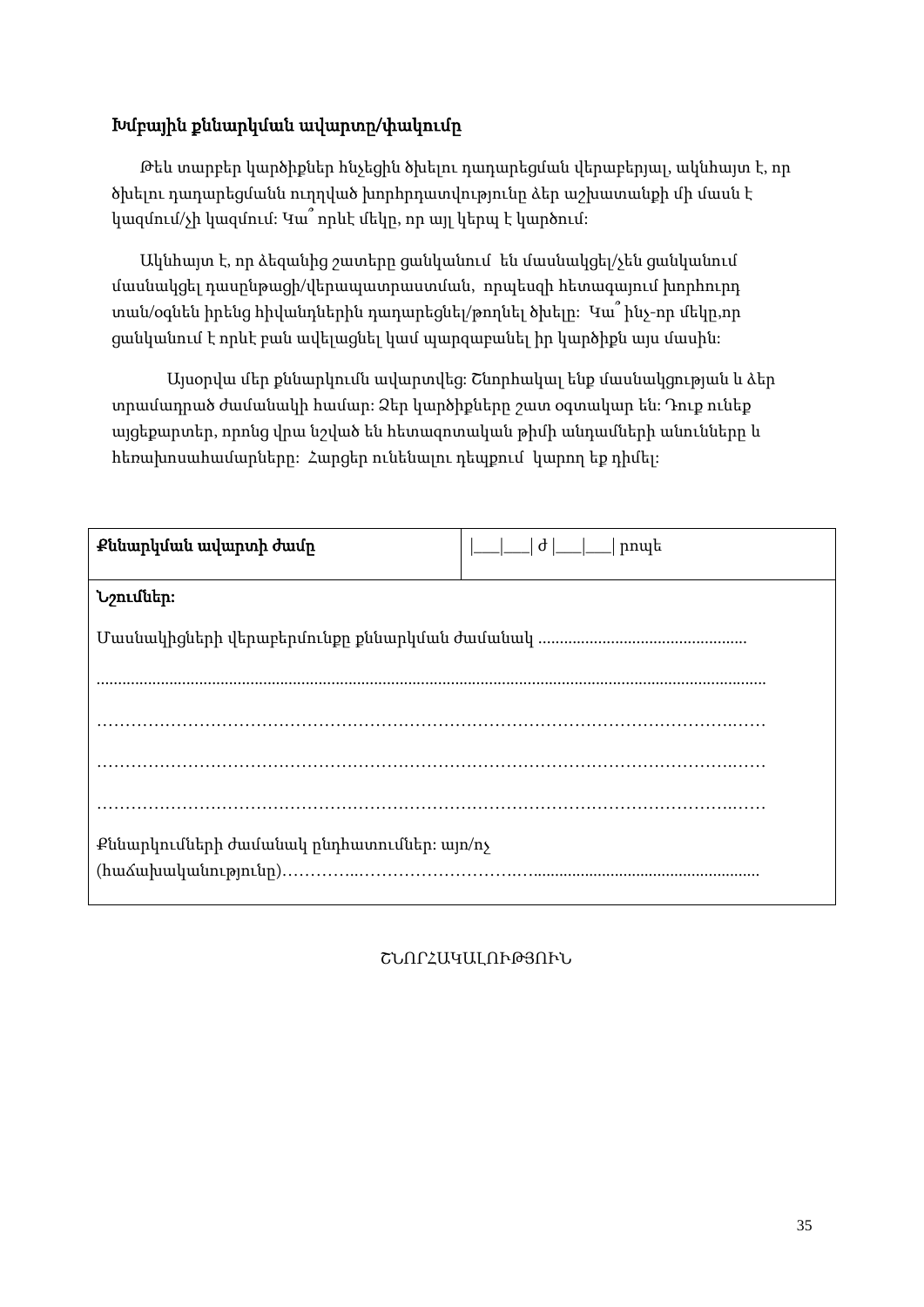**Խմբային քննարկման ավարտը/փակումը**

Թեև տարբեր կարծիքներ հնչեցին ծխելու դադարեցման վերաբերյալ, ակնհայտ է, որ ծխելու դադարեցմանն ուղղված խորհրդատվությունը ձեր աշխատանքի մի մասն է կազմում/չի կազմում: Կա՞ որևէ մեկը, որ այլ կերպ է կարծում:

Ակնհայտ է, որ ձեզանից շատերը ցանկանում են մասնակցել/չեն ցանկանում մասնակցել դասընթացի/վերապատրաստման, որպեսզի հետագայում խորհուրդ տան/օգնեն իրենց հիվանդներին դադարեցնել/թողնել ծխելը: Կա՞ ինչ-որ մեկը,որ ցանկանում է որևէ բան ավելացնել կամ պարզաբանել իր կարծիքն այս մասին:

Այսօրվա մեր քննարկումն ավարտվեց: Շնորհակալ ենք մասնակցության և ձեր տրամադրած ժամանակի համար: Ձեր կարծիքները շատ օգտակար են: Դուք ունեք այցեքարտեր, որոնց վրա նշված են հետազոտական թիմի անդամների անունները և հեռախոսահամարները: Հարցեր ունենալու դեպքում կարող եք դիմել:

| **Քննարկման ավարտի ժամը** | \|___\|___\| ժ \|___\|___\| րոպե |
|---|---|
| **Նշումներ:** Մասնակիցների վերաբերմունքը քննարկման ժամանակ ................................................ ........................................................................................................................................... ………………………………………………………………………………………………… ………………………………………………………………………………………………… ………………………………………………………………………………………………… Քննարկումների ժամանակ ընդհատումներ: այո/ոչ (հաճախականությունը)…………..…………………………….…..................................................... | |

ՇՆՈՐՀԱԿԱԼՈՒԹՅՈՒՆ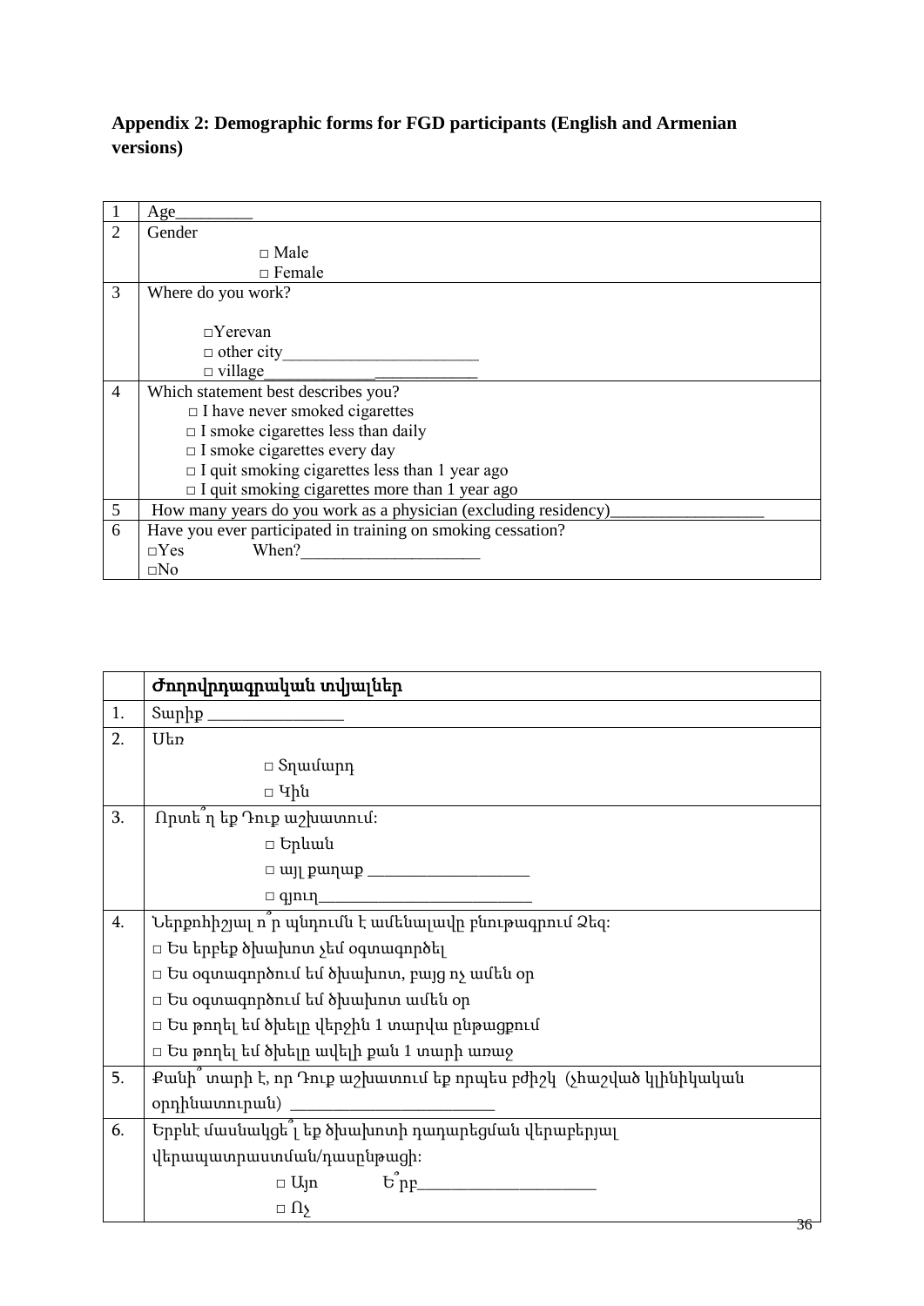**Appendix 2: Demographic forms for FGD participants (English and Armenian versions)**

| | |
|---|---|
| 1 | Age_________ |
| 2 | Gender<br>□ Male<br>□ Female |
| 3 | Where do you work?<br><br>□Yerevan<br>□ other city_______________________<br>□ village_____________ ____________ |
| 4 | Which statement best describes you?<br>□ I have never smoked cigarettes<br>□ I smoke cigarettes less than daily<br>□ I smoke cigarettes every day<br>□ I quit smoking cigarettes less than 1 year ago<br>□ I quit smoking cigarettes more than 1 year ago |
| 5 | How many years do you work as a physician (excluding residency)__________________ |
| 6 | Have you ever participated in training on smoking cessation?<br>□Yes When?_____________________<br>□No |

| | Ժողովրդագրական տվյալներ |
|---|---|
| 1. | Տարիք ________________ |
| 2. | Սեռ<br>□ Տղամարդ<br>□ Կին |
| 3. | Որտե՞ղ եք Դուք աշխատում:<br>□ Երևան<br>□ այլ քաղաք ___________________<br>□ գյուղ_________________________ |
| 4. | Ներքոհիշյալ ո՞ր պնդումն է ամենալավը բնութագրում Ձեզ:<br>□ Ես երբեք ծխախոտ չեմ օգտագործել<br>□ Ես օգտագործում եմ ծխախոտ, բայց ոչ ամեն օր<br>□ Ես օգտագործում եմ ծխախոտ ամեն օր<br>□ Ես թողել եմ ծխելը վերջին 1 տարվա ընթացքում<br>□ Ես թողել եմ ծխելը ավելի քան 1 տարի առաջ |
| 5. | Քանի՞ տարի է, որ Դուք աշխատում եք որպես բժիշկ (չհաշված կլինիկական օրդինատուրան) ________________________ |
| 6. | Երբևէ մասնակցե՞լ եք ծխախոտի դադարեցման վերաբերյալ վերապատրաստման/դասընթացի:<br>□ Այո Ե՞րբ_____________________<br>□ Ոչ |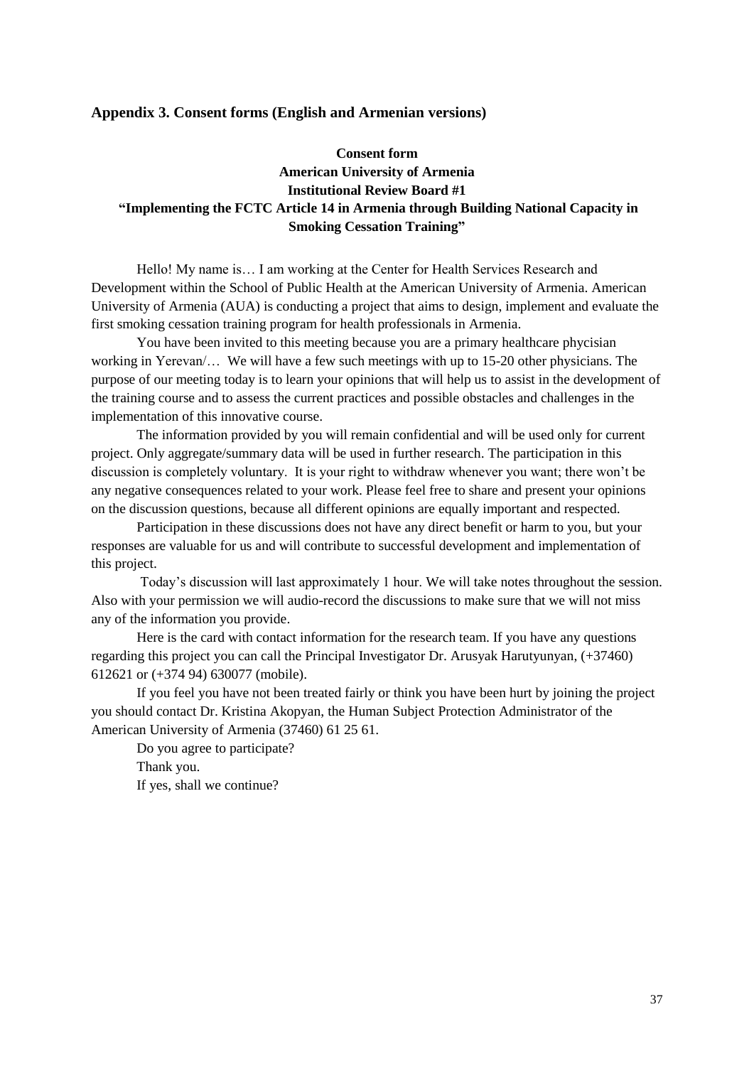## Appendix 3. Consent forms (English and Armenian versions)

**Consent form**
**American University of Armenia**
**Institutional Review Board #1**
**"Implementing the FCTC Article 14 in Armenia through Building National Capacity in Smoking Cessation Training"**

Hello! My name is… I am working at the Center for Health Services Research and Development within the School of Public Health at the American University of Armenia. American University of Armenia (AUA) is conducting a project that aims to design, implement and evaluate the first smoking cessation training program for health professionals in Armenia.

You have been invited to this meeting because you are a primary healthcare phycisian working in Yerevan/… We will have a few such meetings with up to 15-20 other physicians. The purpose of our meeting today is to learn your opinions that will help us to assist in the development of the training course and to assess the current practices and possible obstacles and challenges in the implementation of this innovative course.

The information provided by you will remain confidential and will be used only for current project. Only aggregate/summary data will be used in further research. The participation in this discussion is completely voluntary. It is your right to withdraw whenever you want; there won't be any negative consequences related to your work. Please feel free to share and present your opinions on the discussion questions, because all different opinions are equally important and respected.

Participation in these discussions does not have any direct benefit or harm to you, but your responses are valuable for us and will contribute to successful development and implementation of this project.

Today's discussion will last approximately 1 hour. We will take notes throughout the session. Also with your permission we will audio-record the discussions to make sure that we will not miss any of the information you provide.

Here is the card with contact information for the research team. If you have any questions regarding this project you can call the Principal Investigator Dr. Arusyak Harutyunyan, (+37460) 612621 or (+374 94) 630077 (mobile).

If you feel you have not been treated fairly or think you have been hurt by joining the project you should contact Dr. Kristina Akopyan, the Human Subject Protection Administrator of the American University of Armenia (37460) 61 25 61.

Do you agree to participate?

Thank you.

If yes, shall we continue?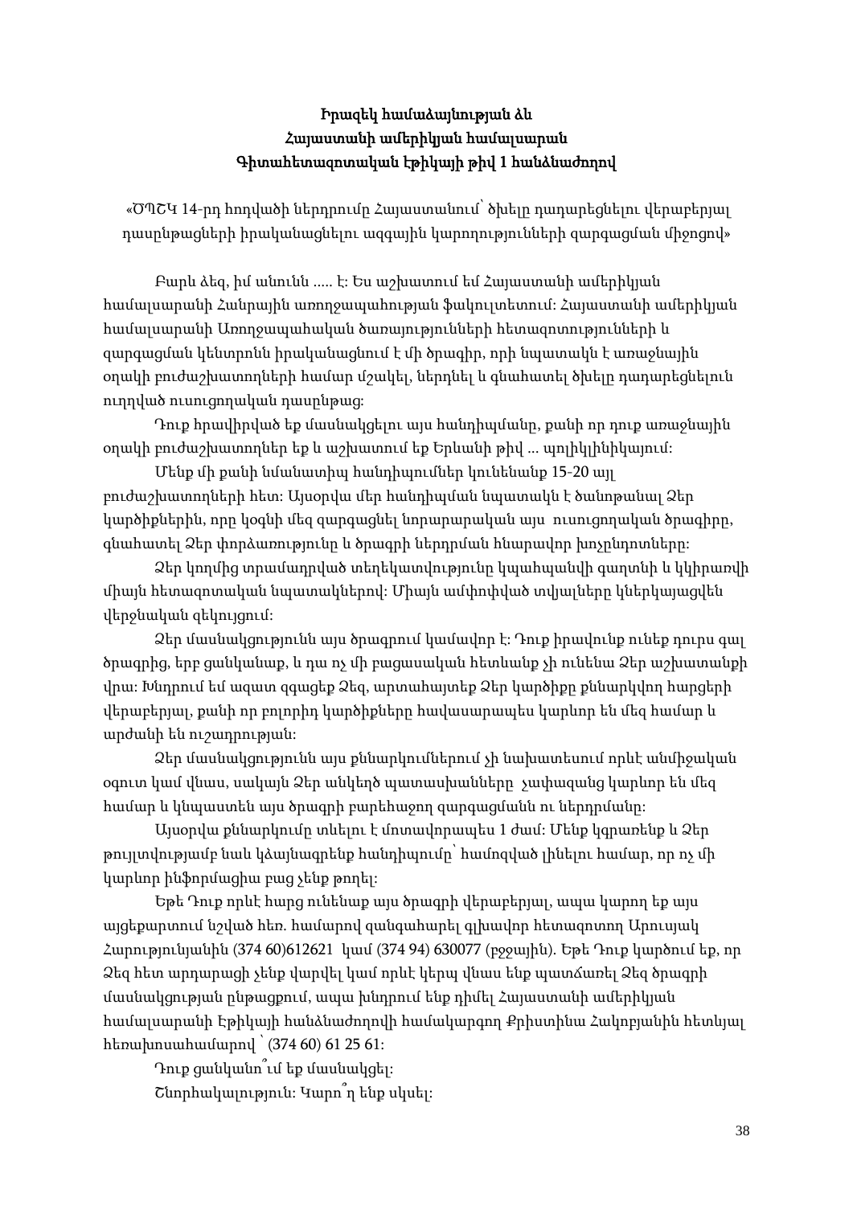**Իրազեկ համաձայնության ձև**
**Հայաստանի ամերիկյան համալսարան**
**Գիտահետազոտական էթիկայի թիվ 1 հանձնաժողով**

«ԾՂՇԿ 14-րդ հոդվածի ներդրումը Հայաստանում՝ ծխելը դադարեցնելու վերաբերյալ դասընթացների իրականացնելու ազգային կարողությունների զարգացման միջոցով»

Բարև ձեզ, իմ անունն ..... է: Ես աշխատում եմ Հայաստանի ամերիկյան համալսարանի Հանրային առողջապահության ֆակուլտետում: Հայաստանի ամերիկյան համալսարանի Առողջապահական ծառայությունների հետազոտությունների և զարգացման կենտրոնն իրականացնում է մի ծրագիր, որի նպատակն է առաջնային օղակի բուժաշխատողների համար մշակել, ներդնել և գնահատել ծխելը դադարեցնելուն ուղղված ուսուցողական դասընթաց:

Դուք հրավիրված եք մասնակցելու այս հանդիպմանը, քանի որ դուք առաջնային օղակի բուժաշխատողներ եք և աշխատում եք Երևանի թիվ ... պոլիկլինիկայում:

Մենք մի քանի նմանատիպ հանդիպումներ կունենանք 15-20 այլ բուժաշխատողների հետ: Այսօրվա մեր հանդիպման նպատակն է ծանոթանալ Ձեր կարծիքներին, որը կօգնի մեզ զարգացնել նորարարական այս ուսուցողական ծրագիրը, գնահատել Ձեր փորձառությունը և ծրագրի ներդրման հնարավոր խոչընդոտները:

Ձեր կողմից տրամադրված տեղեկատվությունը կպահպանվի գաղտնի և կկիրառվի միայն հետազոտական նպատակներով: Միայն ամփոփված տվյալները կներկայացվեն վերջնական զեկույցում:

Ձեր մասնակցությունն այս ծրագրում կամավոր է: Դուք իրավունք ունեք դուրս գալ ծրագրից, երբ ցանկանաք, և դա ոչ մի բացասական հետևանք չի ունենա Ձեր աշխատանքի վրա: Խնդրում եմ ազատ զգացեք Ձեզ, արտահայտեք Ձեր կարծիքը քննարկվող հարցերի վերաբերյալ, քանի որ բոլորից կարծիքները հավասարապես կարևոր են մեզ համար և արժանի են ուշադրության:

Ձեր մասնակցությունն այս քննարկումներում չի նախատեսում որևէ անմիջական օգուտ կամ վնաս, սակայն Ձեր անկեղծ պատասխանները չափազանց կարևոր են մեզ համար և կնպաստեն այս ծրագրի բարեհաջող զարգացմանն ու ներդրմանը:

Այսօրվա քննարկումը տևելու է մոտավորապես 1 ժամ: Մենք կգրառենք և Ձեր թույլտվությամբ նաև կձայնագրենք հանդիպումը՝ համոզված լինելու համար, որ ոչ մի կարևոր ինֆորմացիա բաց չենք թողել:

Եթե Դուք որևէ հարց ունենաք այս ծրագրի վերաբերյալ, ապա կարող եք այս այցեքարտում նշված հեռ. համարով զանգահարել գլխավոր հետազոտող Արուսյակ Հարությունյանին (374 60)612621 կամ (374 94) 630077 (բջջային). Եթե Դուք կարծում եք, որ Ձեզ հետ արդարացի չենք վարվել կամ որևէ կերպ վնաս ենք պատճառել Ձեզ ծրագրի մասնակցության ընթացքում, ապա խնդրում ենք դիմել Հայաստանի ամերիկյան համալսարանի Էթիկայի հանձնաժողովի համակարգող Քրիստինա Հակոբյանին հետևյալ հեռախոսահամարով ՝ (374 60) 61 25 61:

Դուք ցանկանու՞մ եք մասնակցել:

Շնորհակալություն: Կարո՞ղ ենք սկսել: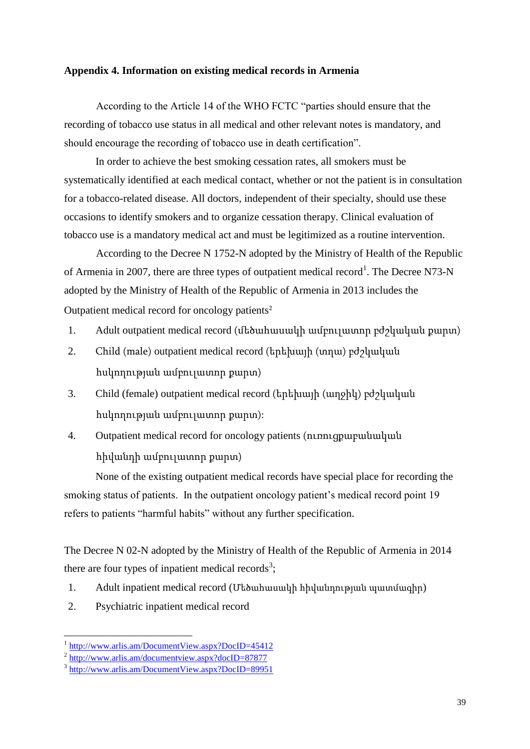**Appendix 4. Information on existing medical records in Armenia**

According to the Article 14 of the WHO FCTC "parties should ensure that the recording of tobacco use status in all medical and other relevant notes is mandatory, and should encourage the recording of tobacco use in death certification".

In order to achieve the best smoking cessation rates, all smokers must be systematically identified at each medical contact, whether or not the patient is in consultation for a tobacco-related disease. All doctors, independent of their specialty, should use these occasions to identify smokers and to organize cessation therapy. Clinical evaluation of tobacco use is a mandatory medical act and must be legitimized as a routine intervention.

According to the Decree N 1752-N adopted by the Ministry of Health of the Republic of Armenia in 2007, there are three types of outpatient medical record[1]. The Decree N73-N adopted by the Ministry of Health of the Republic of Armenia in 2013 includes the Outpatient medical record for oncology patients[2]

1. Adult outpatient medical record (մեծահասակի ամբուլատոր բժշկական քարտ)
2. Child (male) outpatient medical record (երեխայի (տղա) բժշկական հսկողության ամբուլատոր քարտ)
3. Child (female) outpatient medical record (երեխայի (աղջիկ) բժշկական հսկողության ամբուլատոր քարտ)։
4. Outpatient medical record for oncology patients (ուռուցքաբանական հիվանդի ամբուլատոր քարտ)

None of the existing outpatient medical records have special place for recording the smoking status of patients. In the outpatient oncology patient's medical record point 19 refers to patients "harmful habits" without any further specification.

The Decree N 02-N adopted by the Ministry of Health of the Republic of Armenia in 2014 there are four types of inpatient medical records[3];

1. Adult inpatient medical record (Մեծահասակի հիվանդության պատմագիր)
2. Psychiatric inpatient medical record

---

[1] http://www.arlis.am/DocumentView.aspx?DocID=45412
[2] http://www.arlis.am/documentview.aspx?docID=87877
[3] http://www.arlis.am/DocumentView.aspx?DocID=89951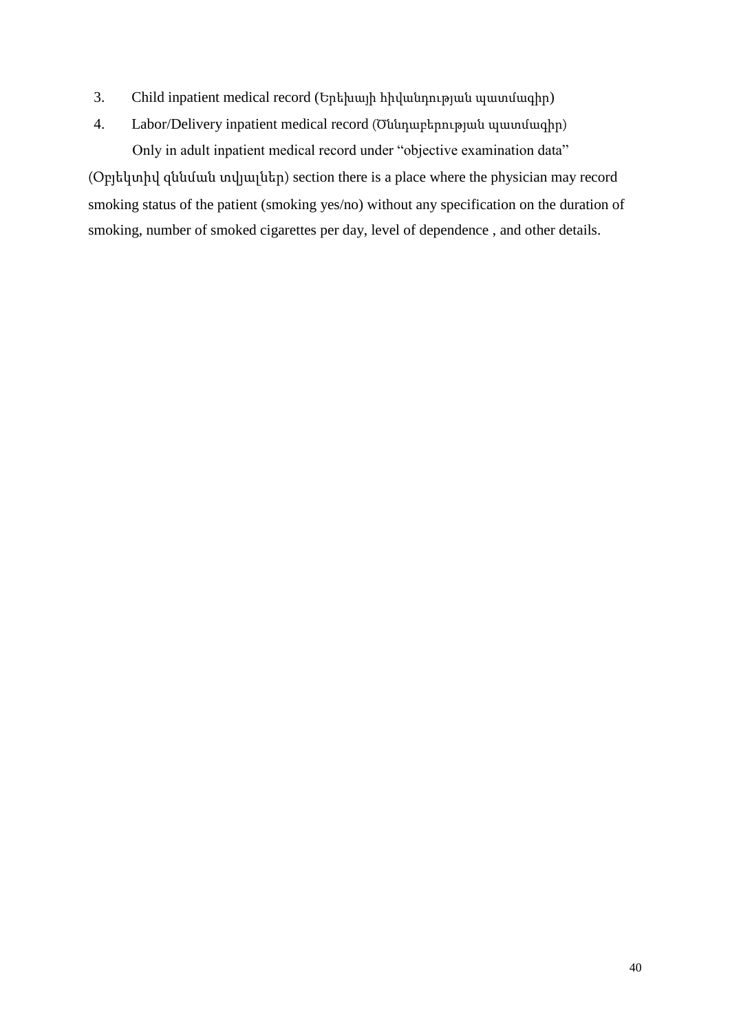3. Child inpatient medical record (Երեխայի հիվանդության պատմագիր)
4. Labor/Delivery inpatient medical record (Ծննդաբերության պատմագիր)

Only in adult inpatient medical record under "objective examination data" (Օբյեկտիվ զննման տվյալներ) section there is a place where the physician may record smoking status of the patient (smoking yes/no) without any specification on the duration of smoking, number of smoked cigarettes per day, level of dependence , and other details.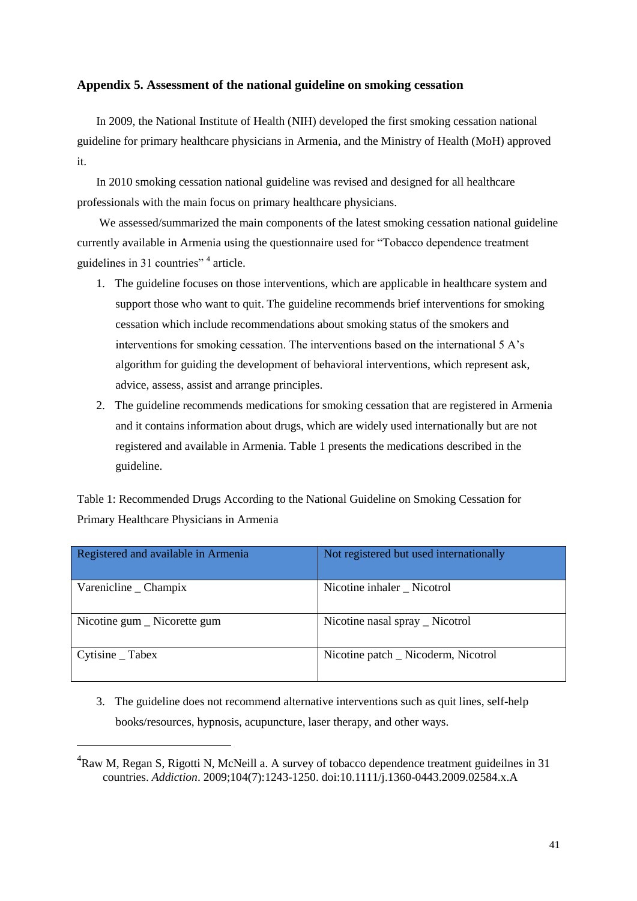## Appendix 5. Assessment of the national guideline on smoking cessation

In 2009, the National Institute of Health (NIH) developed the first smoking cessation national guideline for primary healthcare physicians in Armenia, and the Ministry of Health (MoH) approved it.

In 2010 smoking cessation national guideline was revised and designed for all healthcare professionals with the main focus on primary healthcare physicians.

We assessed/summarized the main components of the latest smoking cessation national guideline currently available in Armenia using the questionnaire used for "Tobacco dependence treatment guidelines in 31 countries" [4] article.

1. The guideline focuses on those interventions, which are applicable in healthcare system and support those who want to quit. The guideline recommends brief interventions for smoking cessation which include recommendations about smoking status of the smokers and interventions for smoking cessation. The interventions based on the international 5 A's algorithm for guiding the development of behavioral interventions, which represent ask, advice, assess, assist and arrange principles.
2. The guideline recommends medications for smoking cessation that are registered in Armenia and it contains information about drugs, which are widely used internationally but are not registered and available in Armenia. Table 1 presents the medications described in the guideline.

Table 1: Recommended Drugs According to the National Guideline on Smoking Cessation for Primary Healthcare Physicians in Armenia

| Registered and available in Armenia | Not registered but used internationally |
|---|---|
| Varenicline _ Champix | Nicotine inhaler _ Nicotrol |
| Nicotine gum _ Nicorette gum | Nicotine nasal spray _ Nicotrol |
| Cytisine _ Tabex | Nicotine patch _ Nicoderm, Nicotrol |

3. The guideline does not recommend alternative interventions such as quit lines, self-help books/resources, hypnosis, acupuncture, laser therapy, and other ways.

[4] Raw M, Regan S, Rigotti N, McNeill a. A survey of tobacco dependence treatment guideilnes in 31 countries. *Addiction*. 2009;104(7):1243-1250. doi:10.1111/j.1360-0443.2009.02584.x.A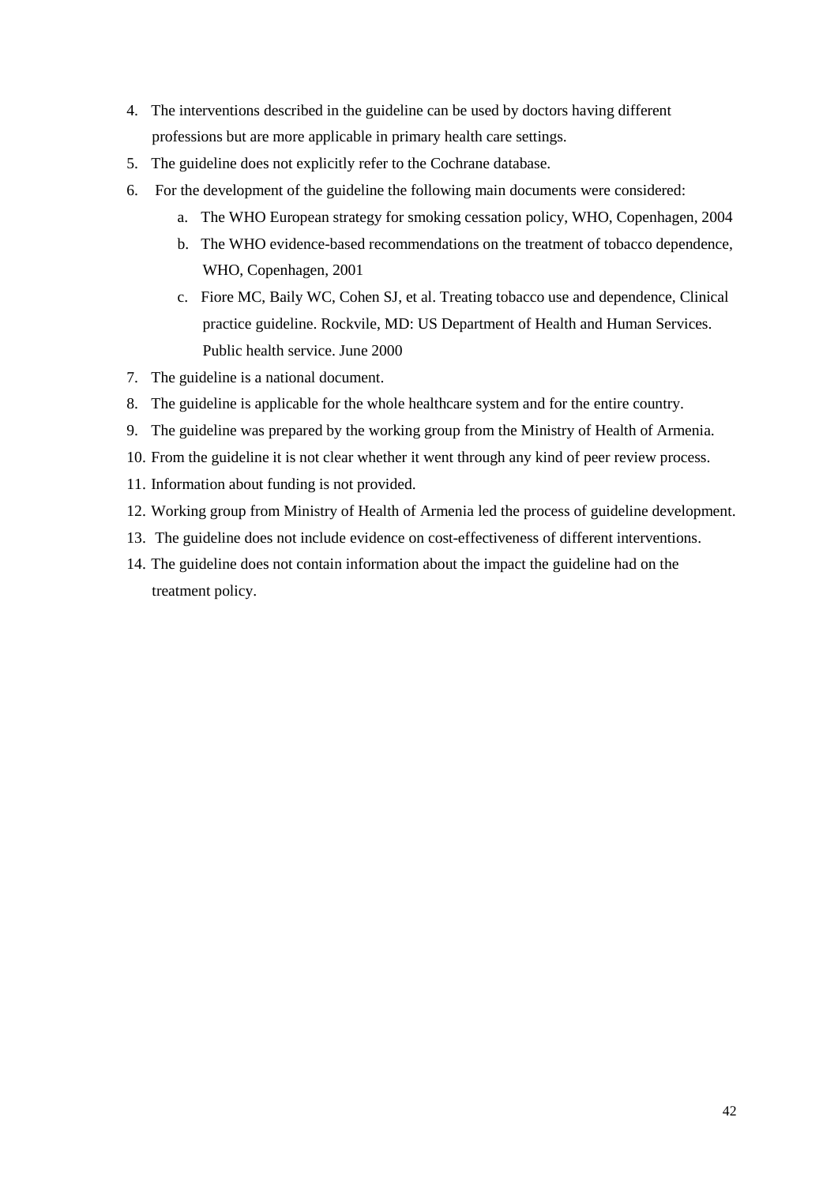4. The interventions described in the guideline can be used by doctors having different professions but are more applicable in primary health care settings.
5. The guideline does not explicitly refer to the Cochrane database.
6. For the development of the guideline the following main documents were considered:
    a. The WHO European strategy for smoking cessation policy, WHO, Copenhagen, 2004
    b. The WHO evidence-based recommendations on the treatment of tobacco dependence, WHO, Copenhagen, 2001
    c. Fiore MC, Baily WC, Cohen SJ, et al. Treating tobacco use and dependence, Clinical practice guideline. Rockvile, MD: US Department of Health and Human Services. Public health service. June 2000
7. The guideline is a national document.
8. The guideline is applicable for the whole healthcare system and for the entire country.
9. The guideline was prepared by the working group from the Ministry of Health of Armenia.
10. From the guideline it is not clear whether it went through any kind of peer review process.
11. Information about funding is not provided.
12. Working group from Ministry of Health of Armenia led the process of guideline development.
13. The guideline does not include evidence on cost-effectiveness of different interventions.
14. The guideline does not contain information about the impact the guideline had on the treatment policy.